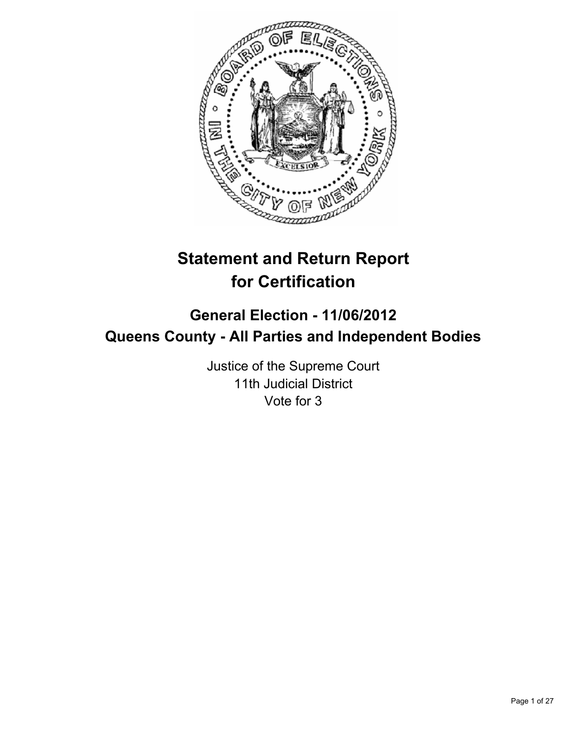# Statement and Return Report for Certification

## General Election - 11/06/2012
## Queens County - All Parties and Independent Bodies

Justice of the Supreme Court
11th Judicial District
Vote for 3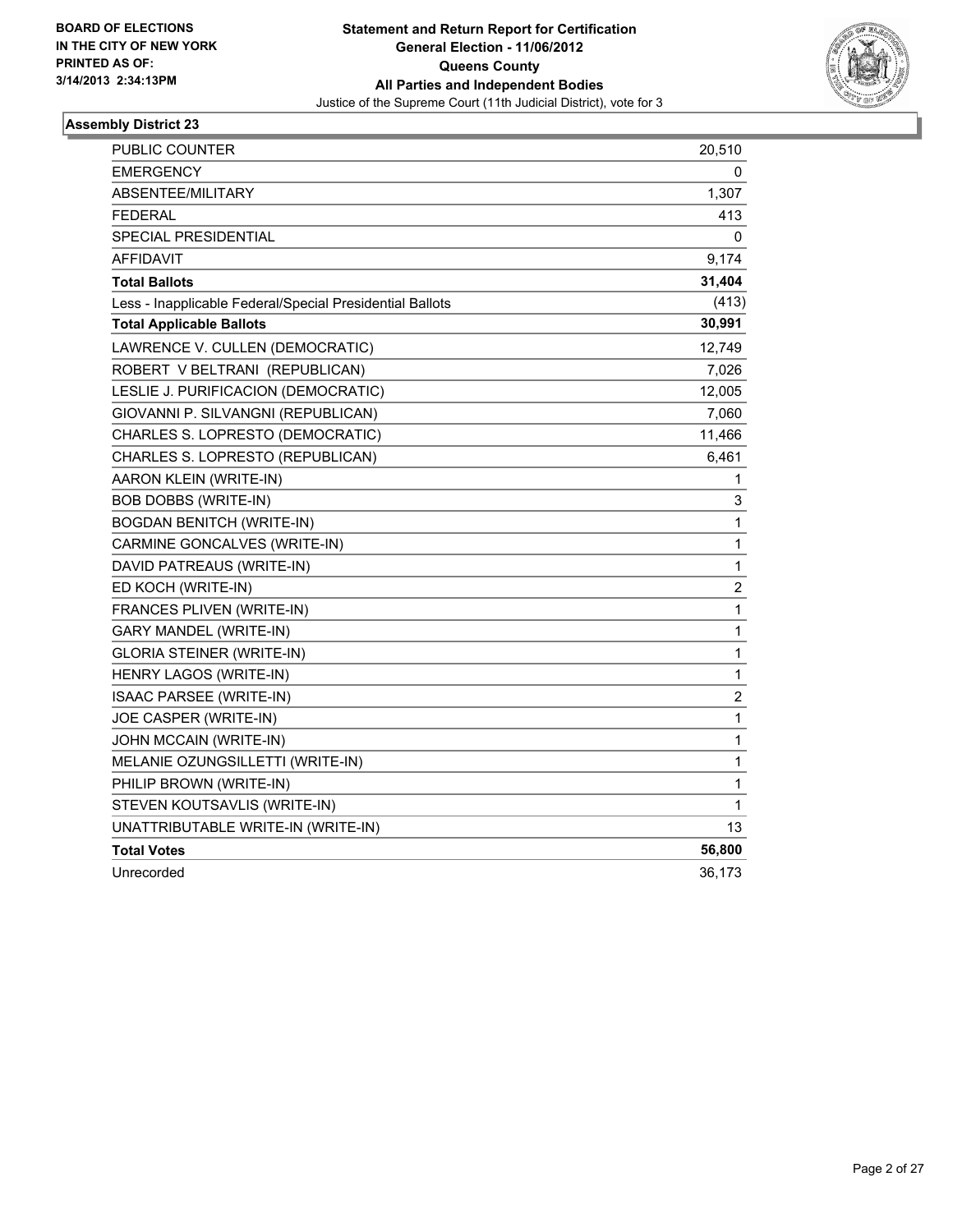**BOARD OF ELECTIONS IN THE CITY OF NEW YORK PRINTED AS OF: 3/14/2013 2:34:13PM**

# Statement and Return Report for Certification
## General Election - 11/06/2012
## Queens County
## All Parties and Independent Bodies
Justice of the Supreme Court (11th Judicial District), vote for 3

### Assembly District 23

| | |
|---|---|
| PUBLIC COUNTER | 20,510 |
| EMERGENCY | 0 |
| ABSENTEE/MILITARY | 1,307 |
| FEDERAL | 413 |
| SPECIAL PRESIDENTIAL | 0 |
| AFFIDAVIT | 9,174 |
| **Total Ballots** | **31,404** |
| Less - Inapplicable Federal/Special Presidential Ballots | (413) |
| **Total Applicable Ballots** | **30,991** |
| LAWRENCE V. CULLEN (DEMOCRATIC) | 12,749 |
| ROBERT V BELTRANI (REPUBLICAN) | 7,026 |
| LESLIE J. PURIFICACION (DEMOCRATIC) | 12,005 |
| GIOVANNI P. SILVANGNI (REPUBLICAN) | 7,060 |
| CHARLES S. LOPRESTO (DEMOCRATIC) | 11,466 |
| CHARLES S. LOPRESTO (REPUBLICAN) | 6,461 |
| AARON KLEIN (WRITE-IN) | 1 |
| BOB DOBBS (WRITE-IN) | 3 |
| BOGDAN BENITCH (WRITE-IN) | 1 |
| CARMINE GONCALVES (WRITE-IN) | 1 |
| DAVID PATREAUS (WRITE-IN) | 1 |
| ED KOCH (WRITE-IN) | 2 |
| FRANCES PLIVEN (WRITE-IN) | 1 |
| GARY MANDEL (WRITE-IN) | 1 |
| GLORIA STEINER (WRITE-IN) | 1 |
| HENRY LAGOS (WRITE-IN) | 1 |
| ISAAC PARSEE (WRITE-IN) | 2 |
| JOE CASPER (WRITE-IN) | 1 |
| JOHN MCCAIN (WRITE-IN) | 1 |
| MELANIE OZUNGSILLETTI (WRITE-IN) | 1 |
| PHILIP BROWN (WRITE-IN) | 1 |
| STEVEN KOUTSAVLIS (WRITE-IN) | 1 |
| UNATTRIBUTABLE WRITE-IN (WRITE-IN) | 13 |
| **Total Votes** | **56,800** |
| Unrecorded | 36,173 |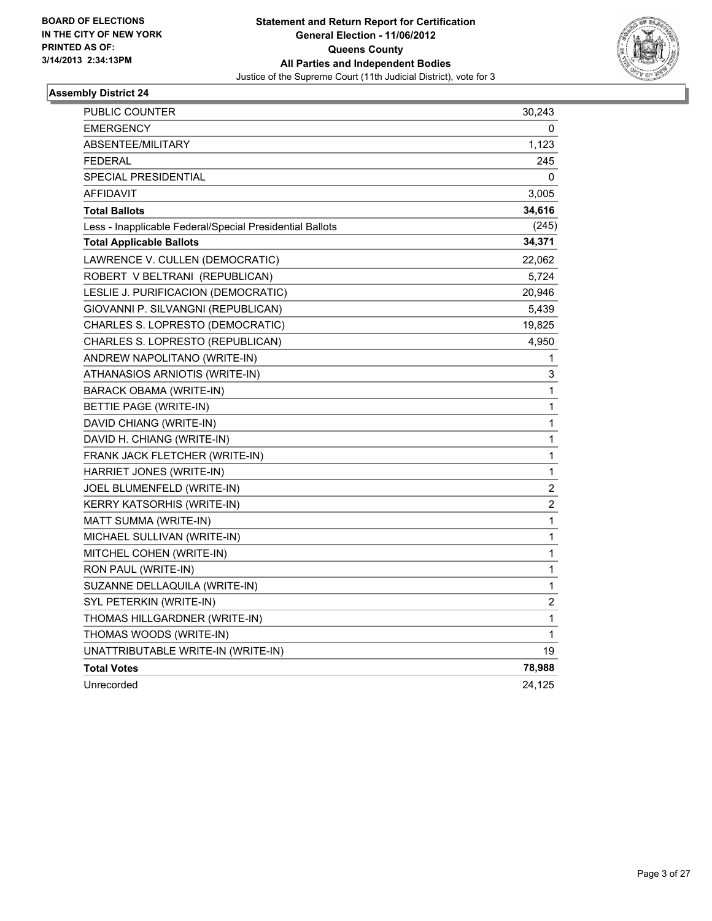**BOARD OF ELECTIONS IN THE CITY OF NEW YORK PRINTED AS OF: 3/14/2013 2:34:13PM**

# Statement and Return Report for Certification
## General Election - 11/06/2012
## Queens County
## All Parties and Independent Bodies
Justice of the Supreme Court (11th Judicial District), vote for 3

### Assembly District 24

| | |
|---|---|
| PUBLIC COUNTER | 30,243 |
| EMERGENCY | 0 |
| ABSENTEE/MILITARY | 1,123 |
| FEDERAL | 245 |
| SPECIAL PRESIDENTIAL | 0 |
| AFFIDAVIT | 3,005 |
| **Total Ballots** | **34,616** |
| Less - Inapplicable Federal/Special Presidential Ballots | (245) |
| **Total Applicable Ballots** | **34,371** |
| LAWRENCE V. CULLEN (DEMOCRATIC) | 22,062 |
| ROBERT V BELTRANI (REPUBLICAN) | 5,724 |
| LESLIE J. PURIFICACION (DEMOCRATIC) | 20,946 |
| GIOVANNI P. SILVANGNI (REPUBLICAN) | 5,439 |
| CHARLES S. LOPRESTO (DEMOCRATIC) | 19,825 |
| CHARLES S. LOPRESTO (REPUBLICAN) | 4,950 |
| ANDREW NAPOLITANO (WRITE-IN) | 1 |
| ATHANASIOS ARNIOTIS (WRITE-IN) | 3 |
| BARACK OBAMA (WRITE-IN) | 1 |
| BETTIE PAGE (WRITE-IN) | 1 |
| DAVID CHIANG (WRITE-IN) | 1 |
| DAVID H. CHIANG (WRITE-IN) | 1 |
| FRANK JACK FLETCHER (WRITE-IN) | 1 |
| HARRIET JONES (WRITE-IN) | 1 |
| JOEL BLUMENFELD (WRITE-IN) | 2 |
| KERRY KATSORHIS (WRITE-IN) | 2 |
| MATT SUMMA (WRITE-IN) | 1 |
| MICHAEL SULLIVAN (WRITE-IN) | 1 |
| MITCHEL COHEN (WRITE-IN) | 1 |
| RON PAUL (WRITE-IN) | 1 |
| SUZANNE DELLAQUILA (WRITE-IN) | 1 |
| SYL PETERKIN (WRITE-IN) | 2 |
| THOMAS HILLGARDNER (WRITE-IN) | 1 |
| THOMAS WOODS (WRITE-IN) | 1 |
| UNATTRIBUTABLE WRITE-IN (WRITE-IN) | 19 |
| **Total Votes** | **78,988** |
| Unrecorded | 24,125 |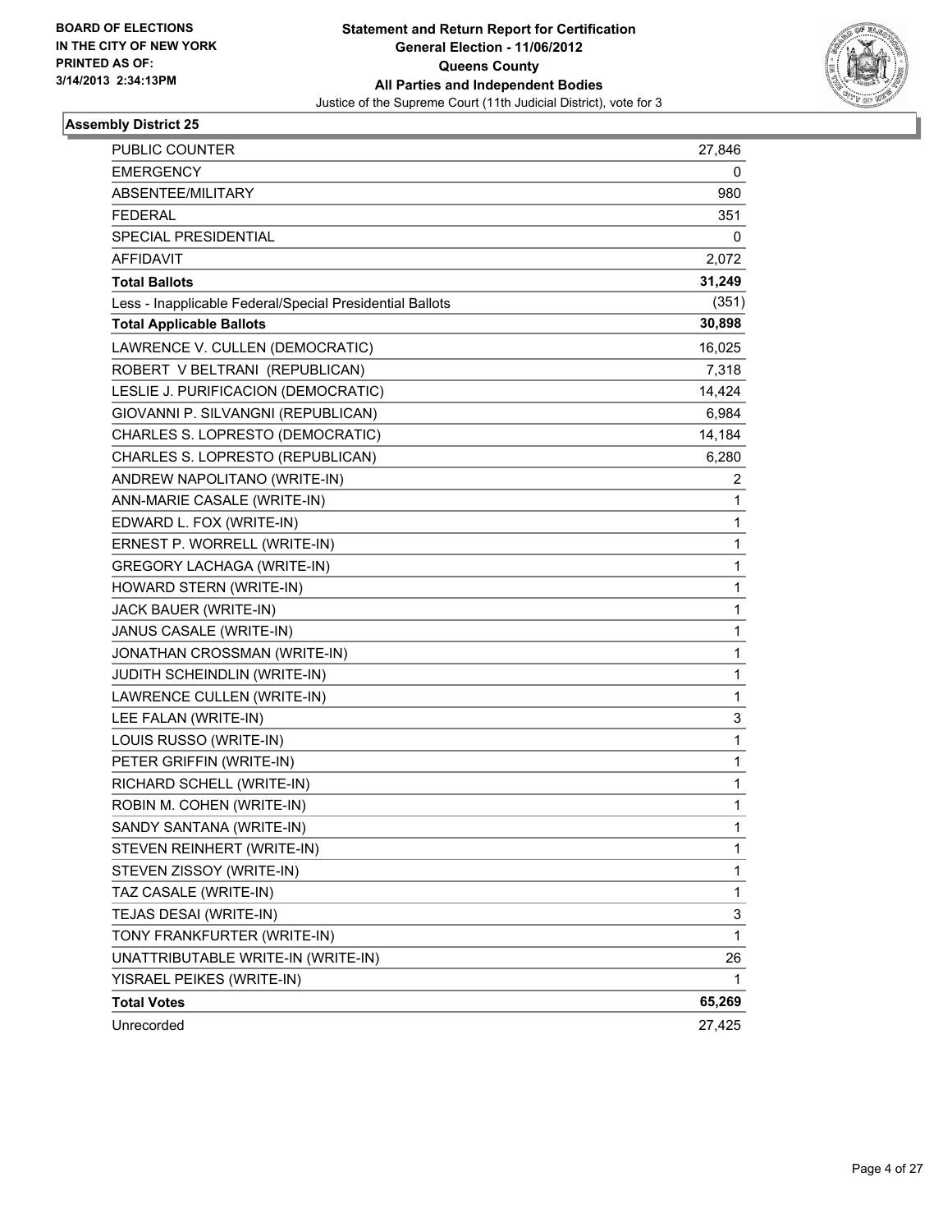BOARD OF ELECTIONS
IN THE CITY OF NEW YORK
PRINTED AS OF:
3/14/2013 2:34:13PM

**Statement and Return Report for Certification**
**General Election - 11/06/2012**
**Queens County**
**All Parties and Independent Bodies**
Justice of the Supreme Court (11th Judicial District), vote for 3

### Assembly District 25

| | |
|---|---|
| PUBLIC COUNTER | 27,846 |
| EMERGENCY | 0 |
| ABSENTEE/MILITARY | 980 |
| FEDERAL | 351 |
| SPECIAL PRESIDENTIAL | 0 |
| AFFIDAVIT | 2,072 |
| **Total Ballots** | **31,249** |
| Less - Inapplicable Federal/Special Presidential Ballots | (351) |
| **Total Applicable Ballots** | **30,898** |
| LAWRENCE V. CULLEN (DEMOCRATIC) | 16,025 |
| ROBERT V BELTRANI (REPUBLICAN) | 7,318 |
| LESLIE J. PURIFICACION (DEMOCRATIC) | 14,424 |
| GIOVANNI P. SILVANGNI (REPUBLICAN) | 6,984 |
| CHARLES S. LOPRESTO (DEMOCRATIC) | 14,184 |
| CHARLES S. LOPRESTO (REPUBLICAN) | 6,280 |
| ANDREW NAPOLITANO (WRITE-IN) | 2 |
| ANN-MARIE CASALE (WRITE-IN) | 1 |
| EDWARD L. FOX (WRITE-IN) | 1 |
| ERNEST P. WORRELL (WRITE-IN) | 1 |
| GREGORY LACHAGA (WRITE-IN) | 1 |
| HOWARD STERN (WRITE-IN) | 1 |
| JACK BAUER (WRITE-IN) | 1 |
| JANUS CASALE (WRITE-IN) | 1 |
| JONATHAN CROSSMAN (WRITE-IN) | 1 |
| JUDITH SCHEINDLIN (WRITE-IN) | 1 |
| LAWRENCE CULLEN (WRITE-IN) | 1 |
| LEE FALAN (WRITE-IN) | 3 |
| LOUIS RUSSO (WRITE-IN) | 1 |
| PETER GRIFFIN (WRITE-IN) | 1 |
| RICHARD SCHELL (WRITE-IN) | 1 |
| ROBIN M. COHEN (WRITE-IN) | 1 |
| SANDY SANTANA (WRITE-IN) | 1 |
| STEVEN REINHERT (WRITE-IN) | 1 |
| STEVEN ZISSOY (WRITE-IN) | 1 |
| TAZ CASALE (WRITE-IN) | 1 |
| TEJAS DESAI (WRITE-IN) | 3 |
| TONY FRANKFURTER (WRITE-IN) | 1 |
| UNATTRIBUTABLE WRITE-IN (WRITE-IN) | 26 |
| YISRAEL PEIKES (WRITE-IN) | 1 |
| **Total Votes** | **65,269** |
| Unrecorded | 27,425 |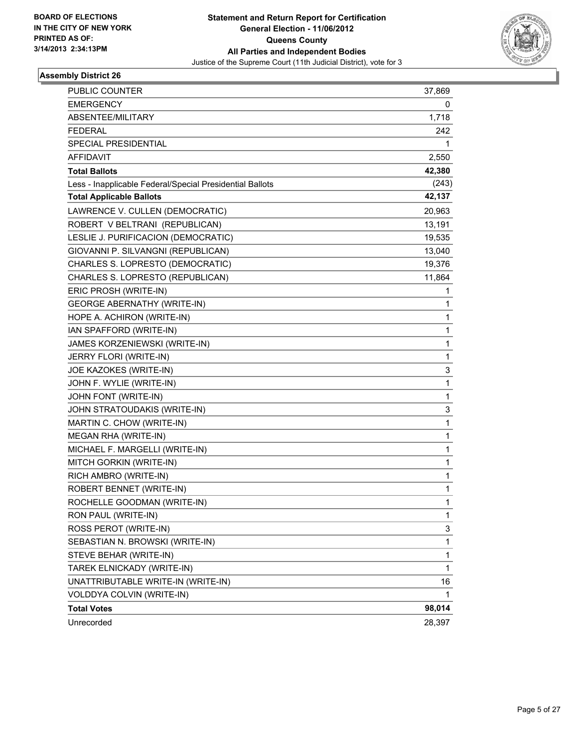BOARD OF ELECTIONS
IN THE CITY OF NEW YORK
PRINTED AS OF:
3/14/2013 2:34:13PM

**Statement and Return Report for Certification**
**General Election - 11/06/2012**
**Queens County**
**All Parties and Independent Bodies**
Justice of the Supreme Court (11th Judicial District), vote for 3

### Assembly District 26

| | |
|---|---|
| PUBLIC COUNTER | 37,869 |
| EMERGENCY | 0 |
| ABSENTEE/MILITARY | 1,718 |
| FEDERAL | 242 |
| SPECIAL PRESIDENTIAL | 1 |
| AFFIDAVIT | 2,550 |
| **Total Ballots** | **42,380** |
| Less - Inapplicable Federal/Special Presidential Ballots | (243) |
| **Total Applicable Ballots** | **42,137** |
| LAWRENCE V. CULLEN (DEMOCRATIC) | 20,963 |
| ROBERT V BELTRANI (REPUBLICAN) | 13,191 |
| LESLIE J. PURIFICACION (DEMOCRATIC) | 19,535 |
| GIOVANNI P. SILVANGNI (REPUBLICAN) | 13,040 |
| CHARLES S. LOPRESTO (DEMOCRATIC) | 19,376 |
| CHARLES S. LOPRESTO (REPUBLICAN) | 11,864 |
| ERIC PROSH (WRITE-IN) | 1 |
| GEORGE ABERNATHY (WRITE-IN) | 1 |
| HOPE A. ACHIRON (WRITE-IN) | 1 |
| IAN SPAFFORD (WRITE-IN) | 1 |
| JAMES KORZENIEWSKI (WRITE-IN) | 1 |
| JERRY FLORI (WRITE-IN) | 1 |
| JOE KAZOKES (WRITE-IN) | 3 |
| JOHN F. WYLIE (WRITE-IN) | 1 |
| JOHN FONT (WRITE-IN) | 1 |
| JOHN STRATOUDAKIS (WRITE-IN) | 3 |
| MARTIN C. CHOW (WRITE-IN) | 1 |
| MEGAN RHA (WRITE-IN) | 1 |
| MICHAEL F. MARGELLI (WRITE-IN) | 1 |
| MITCH GORKIN (WRITE-IN) | 1 |
| RICH AMBRO (WRITE-IN) | 1 |
| ROBERT BENNET (WRITE-IN) | 1 |
| ROCHELLE GOODMAN (WRITE-IN) | 1 |
| RON PAUL (WRITE-IN) | 1 |
| ROSS PEROT (WRITE-IN) | 3 |
| SEBASTIAN N. BROWSKI (WRITE-IN) | 1 |
| STEVE BEHAR (WRITE-IN) | 1 |
| TAREK ELNICKADY (WRITE-IN) | 1 |
| UNATTRIBUTABLE WRITE-IN (WRITE-IN) | 16 |
| VOLDDYA COLVIN (WRITE-IN) | 1 |
| **Total Votes** | **98,014** |
| Unrecorded | 28,397 |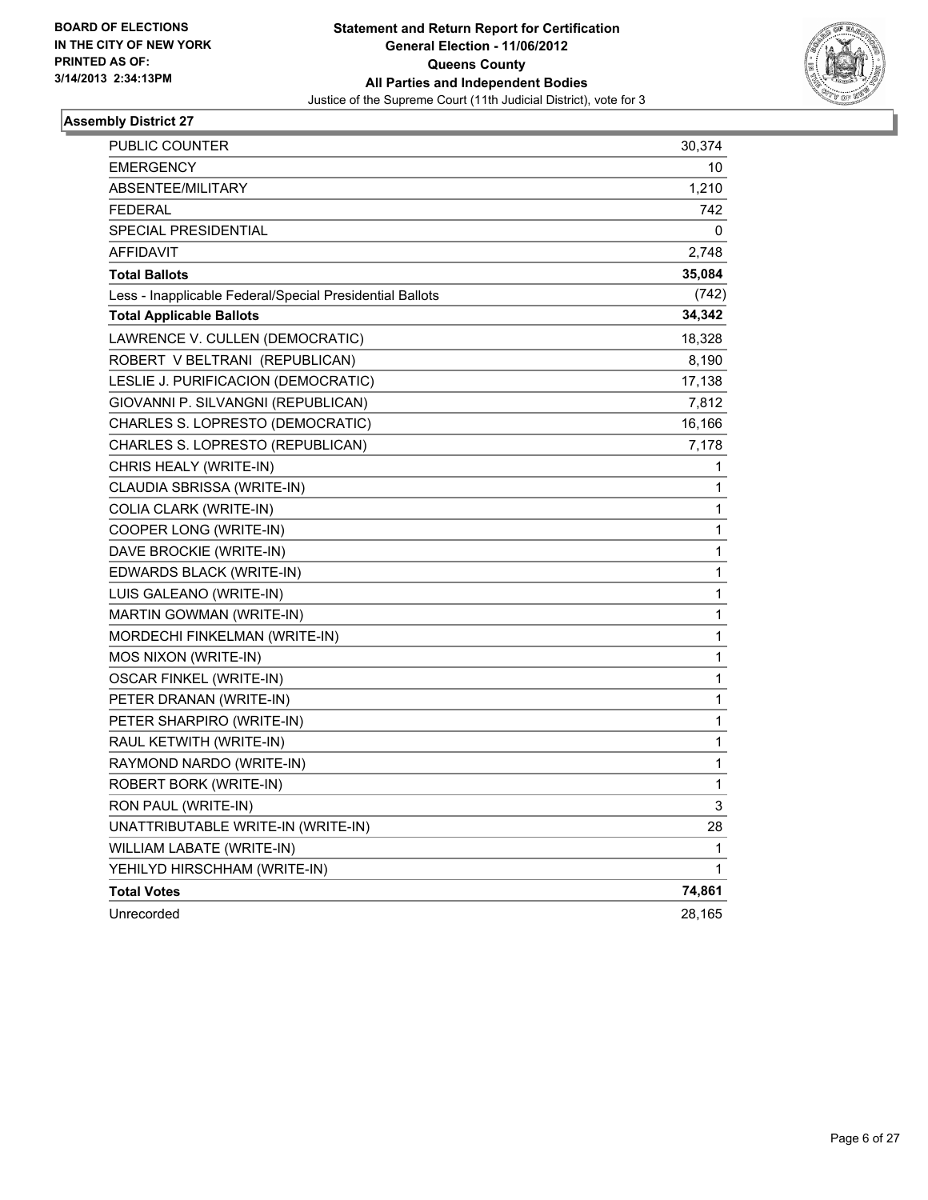BOARD OF ELECTIONS
IN THE CITY OF NEW YORK
PRINTED AS OF:
3/14/2013 2:34:13PM

**Statement and Return Report for Certification**
**General Election - 11/06/2012**
**Queens County**
**All Parties and Independent Bodies**
Justice of the Supreme Court (11th Judicial District), vote for 3

### Assembly District 27

| | |
|---|---|
| PUBLIC COUNTER | 30,374 |
| EMERGENCY | 10 |
| ABSENTEE/MILITARY | 1,210 |
| FEDERAL | 742 |
| SPECIAL PRESIDENTIAL | 0 |
| AFFIDAVIT | 2,748 |
| **Total Ballots** | **35,084** |
| Less - Inapplicable Federal/Special Presidential Ballots | (742) |
| **Total Applicable Ballots** | **34,342** |
| LAWRENCE V. CULLEN (DEMOCRATIC) | 18,328 |
| ROBERT V BELTRANI (REPUBLICAN) | 8,190 |
| LESLIE J. PURIFICACION (DEMOCRATIC) | 17,138 |
| GIOVANNI P. SILVANGNI (REPUBLICAN) | 7,812 |
| CHARLES S. LOPRESTO (DEMOCRATIC) | 16,166 |
| CHARLES S. LOPRESTO (REPUBLICAN) | 7,178 |
| CHRIS HEALY (WRITE-IN) | 1 |
| CLAUDIA SBRISSA (WRITE-IN) | 1 |
| COLIA CLARK (WRITE-IN) | 1 |
| COOPER LONG (WRITE-IN) | 1 |
| DAVE BROCKIE (WRITE-IN) | 1 |
| EDWARDS BLACK (WRITE-IN) | 1 |
| LUIS GALEANO (WRITE-IN) | 1 |
| MARTIN GOWMAN (WRITE-IN) | 1 |
| MORDECHI FINKELMAN (WRITE-IN) | 1 |
| MOS NIXON (WRITE-IN) | 1 |
| OSCAR FINKEL (WRITE-IN) | 1 |
| PETER DRANAN (WRITE-IN) | 1 |
| PETER SHARPIRO (WRITE-IN) | 1 |
| RAUL KETWITH (WRITE-IN) | 1 |
| RAYMOND NARDO (WRITE-IN) | 1 |
| ROBERT BORK (WRITE-IN) | 1 |
| RON PAUL (WRITE-IN) | 3 |
| UNATTRIBUTABLE WRITE-IN (WRITE-IN) | 28 |
| WILLIAM LABATE (WRITE-IN) | 1 |
| YEHILYD HIRSCHHAM (WRITE-IN) | 1 |
| **Total Votes** | **74,861** |
| Unrecorded | 28,165 |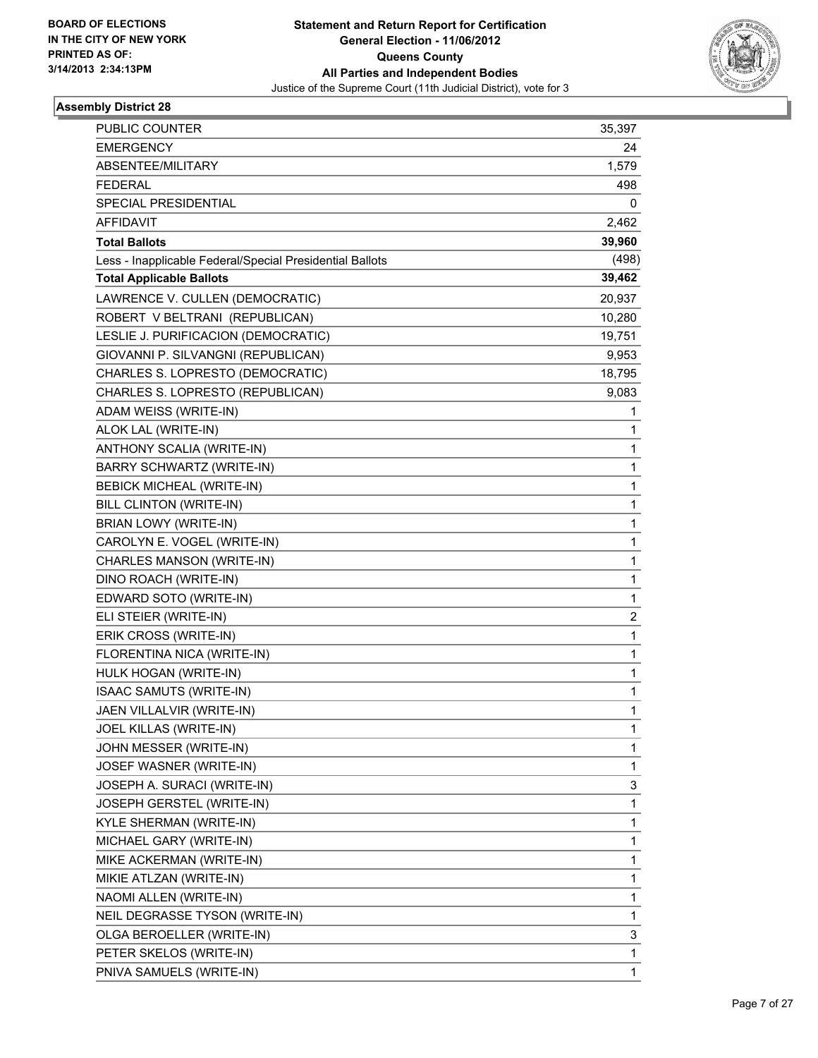BOARD OF ELECTIONS
IN THE CITY OF NEW YORK
PRINTED AS OF:
3/14/2013 2:34:13PM

**Statement and Return Report for Certification**
**General Election - 11/06/2012**
**Queens County**
**All Parties and Independent Bodies**
Justice of the Supreme Court (11th Judicial District), vote for 3

### Assembly District 28

| | |
|---|---|
| PUBLIC COUNTER | 35,397 |
| EMERGENCY | 24 |
| ABSENTEE/MILITARY | 1,579 |
| FEDERAL | 498 |
| SPECIAL PRESIDENTIAL | 0 |
| AFFIDAVIT | 2,462 |
| **Total Ballots** | **39,960** |
| Less - Inapplicable Federal/Special Presidential Ballots | (498) |
| **Total Applicable Ballots** | **39,462** |
| LAWRENCE V. CULLEN (DEMOCRATIC) | 20,937 |
| ROBERT V BELTRANI (REPUBLICAN) | 10,280 |
| LESLIE J. PURIFICACION (DEMOCRATIC) | 19,751 |
| GIOVANNI P. SILVANGNI (REPUBLICAN) | 9,953 |
| CHARLES S. LOPRESTO (DEMOCRATIC) | 18,795 |
| CHARLES S. LOPRESTO (REPUBLICAN) | 9,083 |
| ADAM WEISS (WRITE-IN) | 1 |
| ALOK LAL (WRITE-IN) | 1 |
| ANTHONY SCALIA (WRITE-IN) | 1 |
| BARRY SCHWARTZ (WRITE-IN) | 1 |
| BEBICK MICHEAL (WRITE-IN) | 1 |
| BILL CLINTON (WRITE-IN) | 1 |
| BRIAN LOWY (WRITE-IN) | 1 |
| CAROLYN E. VOGEL (WRITE-IN) | 1 |
| CHARLES MANSON (WRITE-IN) | 1 |
| DINO ROACH (WRITE-IN) | 1 |
| EDWARD SOTO (WRITE-IN) | 1 |
| ELI STEIER (WRITE-IN) | 2 |
| ERIK CROSS (WRITE-IN) | 1 |
| FLORENTINA NICA (WRITE-IN) | 1 |
| HULK HOGAN (WRITE-IN) | 1 |
| ISAAC SAMUTS (WRITE-IN) | 1 |
| JAEN VILLALVIR (WRITE-IN) | 1 |
| JOEL KILLAS (WRITE-IN) | 1 |
| JOHN MESSER (WRITE-IN) | 1 |
| JOSEF WASNER (WRITE-IN) | 1 |
| JOSEPH A. SURACI (WRITE-IN) | 3 |
| JOSEPH GERSTEL (WRITE-IN) | 1 |
| KYLE SHERMAN (WRITE-IN) | 1 |
| MICHAEL GARY (WRITE-IN) | 1 |
| MIKE ACKERMAN (WRITE-IN) | 1 |
| MIKIE ATLZAN (WRITE-IN) | 1 |
| NAOMI ALLEN (WRITE-IN) | 1 |
| NEIL DEGRASSE TYSON (WRITE-IN) | 1 |
| OLGA BEROELLER (WRITE-IN) | 3 |
| PETER SKELOS (WRITE-IN) | 1 |
| PNIVA SAMUELS (WRITE-IN) | 1 |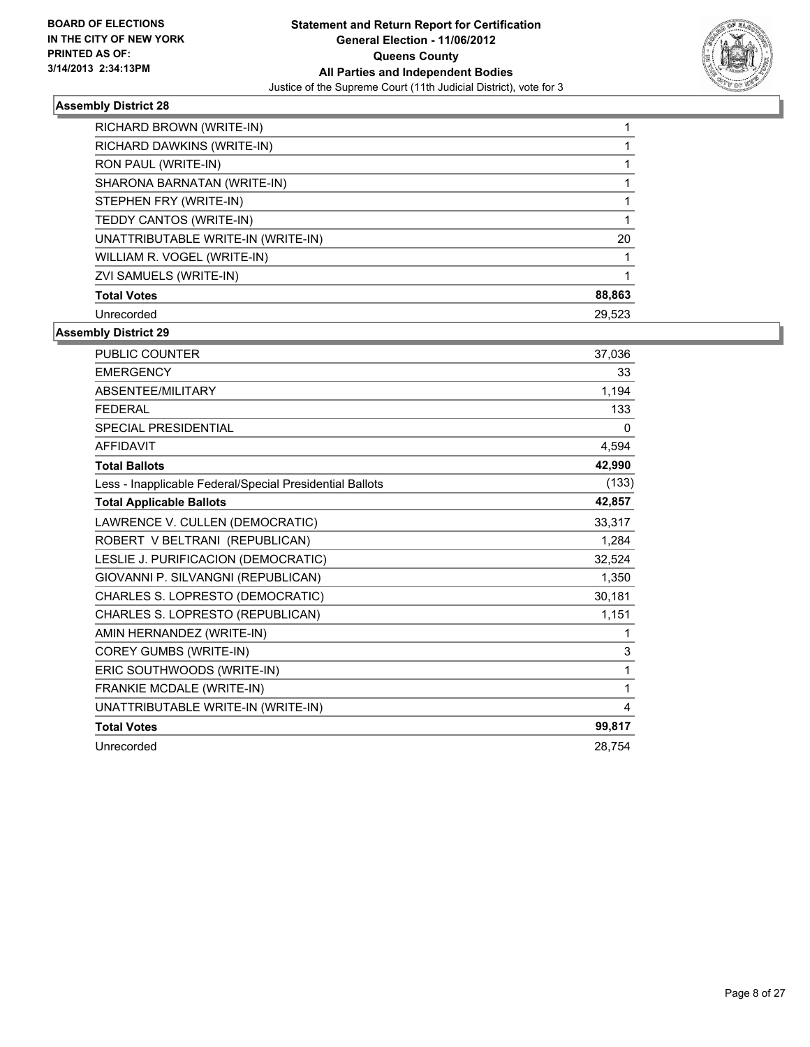**BOARD OF ELECTIONS IN THE CITY OF NEW YORK PRINTED AS OF: 3/14/2013 2:34:13PM**

**Statement and Return Report for Certification**
**General Election - 11/06/2012**
**Queens County**
**All Parties and Independent Bodies**
Justice of the Supreme Court (11th Judicial District), vote for 3

### Assembly District 28

| | |
|---|---|
| RICHARD BROWN (WRITE-IN) | 1 |
| RICHARD DAWKINS (WRITE-IN) | 1 |
| RON PAUL (WRITE-IN) | 1 |
| SHARONA BARNATAN (WRITE-IN) | 1 |
| STEPHEN FRY (WRITE-IN) | 1 |
| TEDDY CANTOS (WRITE-IN) | 1 |
| UNATTRIBUTABLE WRITE-IN (WRITE-IN) | 20 |
| WILLIAM R. VOGEL (WRITE-IN) | 1 |
| ZVI SAMUELS (WRITE-IN) | 1 |
| **Total Votes** | **88,863** |
| Unrecorded | 29,523 |

### Assembly District 29

| | |
|---|---|
| PUBLIC COUNTER | 37,036 |
| EMERGENCY | 33 |
| ABSENTEE/MILITARY | 1,194 |
| FEDERAL | 133 |
| SPECIAL PRESIDENTIAL | 0 |
| AFFIDAVIT | 4,594 |
| **Total Ballots** | **42,990** |
| Less - Inapplicable Federal/Special Presidential Ballots | (133) |
| **Total Applicable Ballots** | **42,857** |
| LAWRENCE V. CULLEN (DEMOCRATIC) | 33,317 |
| ROBERT V BELTRANI (REPUBLICAN) | 1,284 |
| LESLIE J. PURIFICACION (DEMOCRATIC) | 32,524 |
| GIOVANNI P. SILVANGNI (REPUBLICAN) | 1,350 |
| CHARLES S. LOPRESTO (DEMOCRATIC) | 30,181 |
| CHARLES S. LOPRESTO (REPUBLICAN) | 1,151 |
| AMIN HERNANDEZ (WRITE-IN) | 1 |
| COREY GUMBS (WRITE-IN) | 3 |
| ERIC SOUTHWOODS (WRITE-IN) | 1 |
| FRANKIE MCDALE (WRITE-IN) | 1 |
| UNATTRIBUTABLE WRITE-IN (WRITE-IN) | 4 |
| **Total Votes** | **99,817** |
| Unrecorded | 28,754 |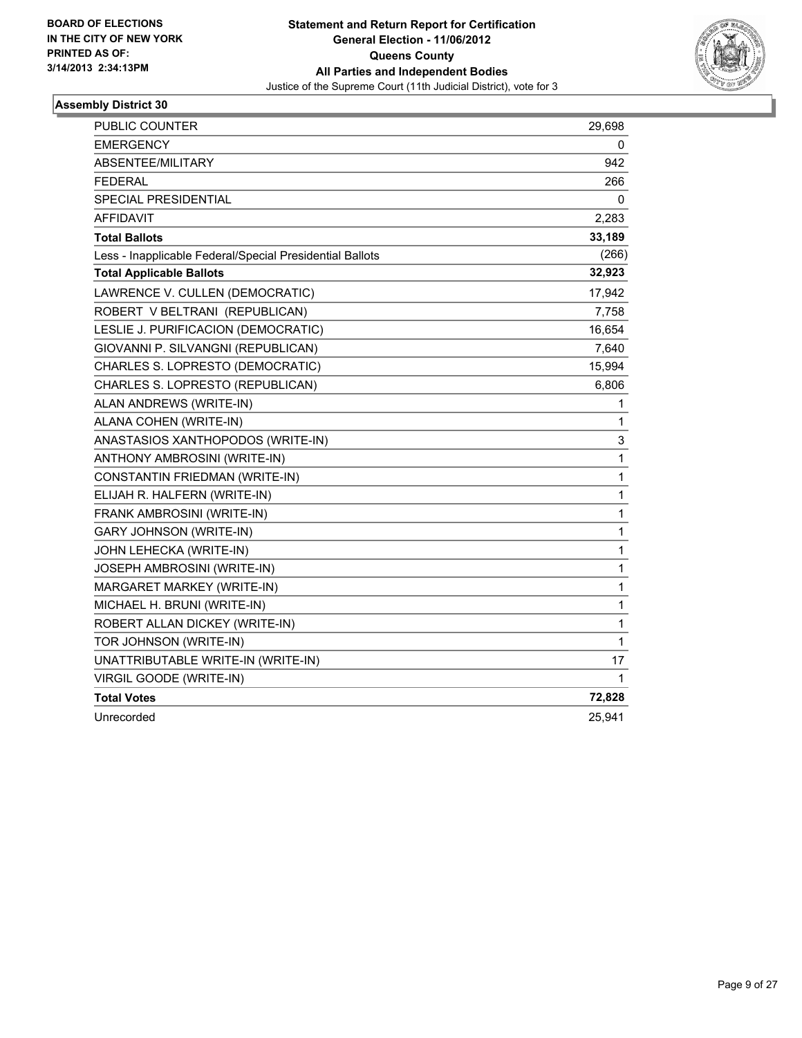**BOARD OF ELECTIONS**
**IN THE CITY OF NEW YORK**
**PRINTED AS OF:**
**3/14/2013 2:34:13PM**

**Statement and Return Report for Certification**
**General Election - 11/06/2012**
**Queens County**
**All Parties and Independent Bodies**
Justice of the Supreme Court (11th Judicial District), vote for 3

## Assembly District 30

| | |
|---|---|
| PUBLIC COUNTER | 29,698 |
| EMERGENCY | 0 |
| ABSENTEE/MILITARY | 942 |
| FEDERAL | 266 |
| SPECIAL PRESIDENTIAL | 0 |
| AFFIDAVIT | 2,283 |
| **Total Ballots** | **33,189** |
| Less - Inapplicable Federal/Special Presidential Ballots | (266) |
| **Total Applicable Ballots** | **32,923** |
| LAWRENCE V. CULLEN (DEMOCRATIC) | 17,942 |
| ROBERT V BELTRANI (REPUBLICAN) | 7,758 |
| LESLIE J. PURIFICACION (DEMOCRATIC) | 16,654 |
| GIOVANNI P. SILVANGNI (REPUBLICAN) | 7,640 |
| CHARLES S. LOPRESTO (DEMOCRATIC) | 15,994 |
| CHARLES S. LOPRESTO (REPUBLICAN) | 6,806 |
| ALAN ANDREWS (WRITE-IN) | 1 |
| ALANA COHEN (WRITE-IN) | 1 |
| ANASTASIOS XANTHOPODOS (WRITE-IN) | 3 |
| ANTHONY AMBROSINI (WRITE-IN) | 1 |
| CONSTANTIN FRIEDMAN (WRITE-IN) | 1 |
| ELIJAH R. HALFERN (WRITE-IN) | 1 |
| FRANK AMBROSINI (WRITE-IN) | 1 |
| GARY JOHNSON (WRITE-IN) | 1 |
| JOHN LEHECKA (WRITE-IN) | 1 |
| JOSEPH AMBROSINI (WRITE-IN) | 1 |
| MARGARET MARKEY (WRITE-IN) | 1 |
| MICHAEL H. BRUNI (WRITE-IN) | 1 |
| ROBERT ALLAN DICKEY (WRITE-IN) | 1 |
| TOR JOHNSON (WRITE-IN) | 1 |
| UNATTRIBUTABLE WRITE-IN (WRITE-IN) | 17 |
| VIRGIL GOODE (WRITE-IN) | 1 |
| **Total Votes** | **72,828** |
| Unrecorded | 25,941 |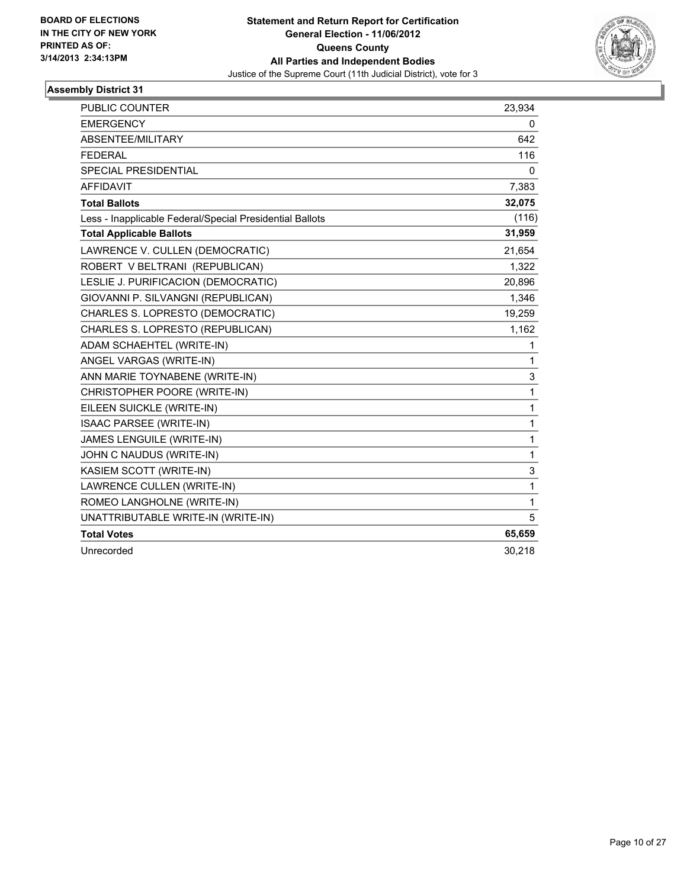BOARD OF ELECTIONS
IN THE CITY OF NEW YORK
PRINTED AS OF:
3/14/2013 2:34:13PM

**Statement and Return Report for Certification**
**General Election - 11/06/2012**
**Queens County**
**All Parties and Independent Bodies**
Justice of the Supreme Court (11th Judicial District), vote for 3

### Assembly District 31

| | |
|---|---|
| PUBLIC COUNTER | 23,934 |
| EMERGENCY | 0 |
| ABSENTEE/MILITARY | 642 |
| FEDERAL | 116 |
| SPECIAL PRESIDENTIAL | 0 |
| AFFIDAVIT | 7,383 |
| **Total Ballots** | **32,075** |
| Less - Inapplicable Federal/Special Presidential Ballots | (116) |
| **Total Applicable Ballots** | **31,959** |
| LAWRENCE V. CULLEN (DEMOCRATIC) | 21,654 |
| ROBERT V BELTRANI (REPUBLICAN) | 1,322 |
| LESLIE J. PURIFICACION (DEMOCRATIC) | 20,896 |
| GIOVANNI P. SILVANGNI (REPUBLICAN) | 1,346 |
| CHARLES S. LOPRESTO (DEMOCRATIC) | 19,259 |
| CHARLES S. LOPRESTO (REPUBLICAN) | 1,162 |
| ADAM SCHAEHTEL (WRITE-IN) | 1 |
| ANGEL VARGAS (WRITE-IN) | 1 |
| ANN MARIE TOYNABENE (WRITE-IN) | 3 |
| CHRISTOPHER POORE (WRITE-IN) | 1 |
| EILEEN SUICKLE (WRITE-IN) | 1 |
| ISAAC PARSEE (WRITE-IN) | 1 |
| JAMES LENGUILE (WRITE-IN) | 1 |
| JOHN C NAUDUS (WRITE-IN) | 1 |
| KASIEM SCOTT (WRITE-IN) | 3 |
| LAWRENCE CULLEN (WRITE-IN) | 1 |
| ROMEO LANGHOLNE (WRITE-IN) | 1 |
| UNATTRIBUTABLE WRITE-IN (WRITE-IN) | 5 |
| **Total Votes** | **65,659** |
| Unrecorded | 30,218 |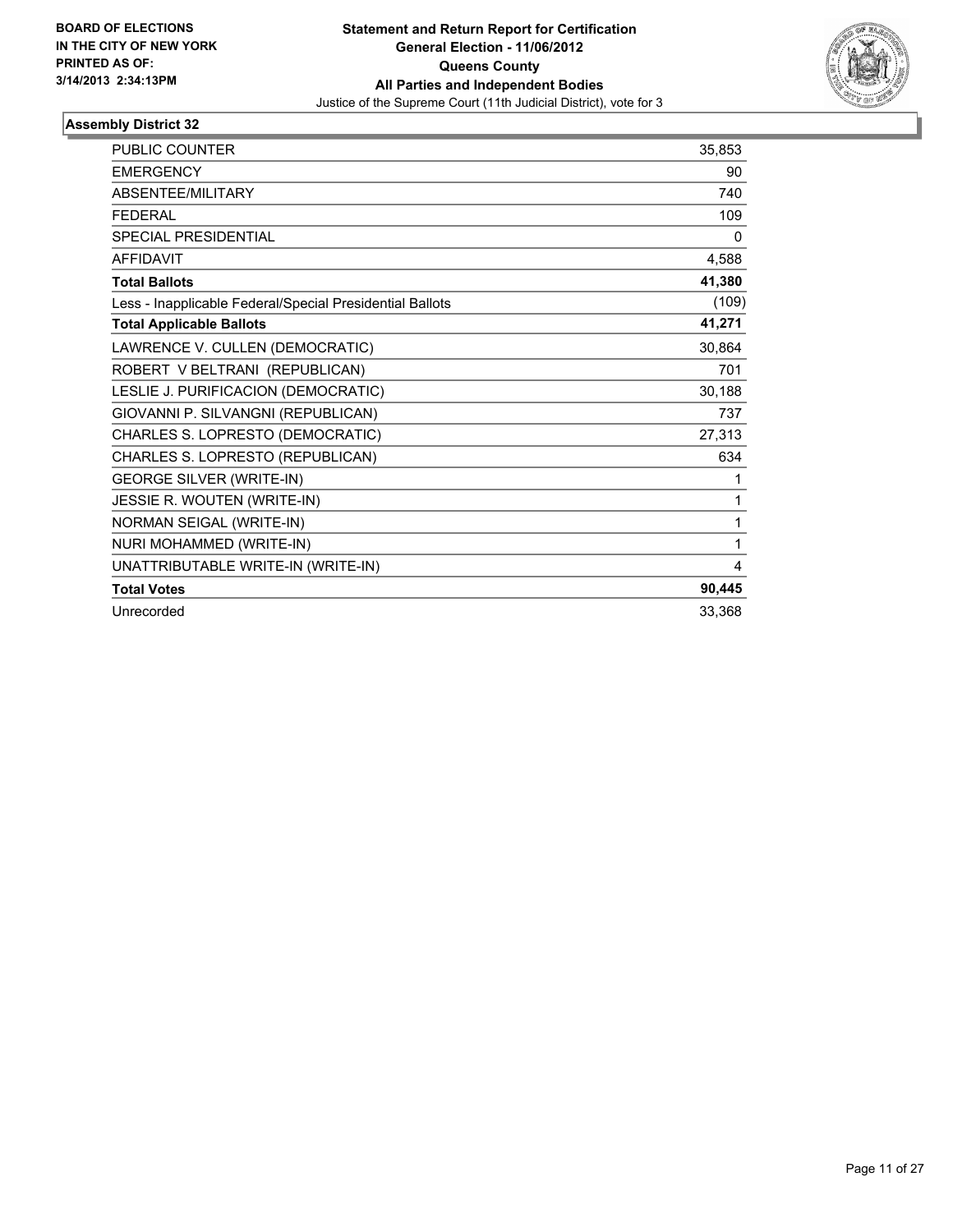BOARD OF ELECTIONS
IN THE CITY OF NEW YORK
PRINTED AS OF:
3/14/2013 2:34:13PM

**Statement and Return Report for Certification**
**General Election - 11/06/2012**
**Queens County**
**All Parties and Independent Bodies**
Justice of the Supreme Court (11th Judicial District), vote for 3

### Assembly District 32

| | |
|---|---|
| PUBLIC COUNTER | 35,853 |
| EMERGENCY | 90 |
| ABSENTEE/MILITARY | 740 |
| FEDERAL | 109 |
| SPECIAL PRESIDENTIAL | 0 |
| AFFIDAVIT | 4,588 |
| **Total Ballots** | **41,380** |
| Less - Inapplicable Federal/Special Presidential Ballots | (109) |
| **Total Applicable Ballots** | **41,271** |
| LAWRENCE V. CULLEN (DEMOCRATIC) | 30,864 |
| ROBERT V BELTRANI (REPUBLICAN) | 701 |
| LESLIE J. PURIFICACION (DEMOCRATIC) | 30,188 |
| GIOVANNI P. SILVANGNI (REPUBLICAN) | 737 |
| CHARLES S. LOPRESTO (DEMOCRATIC) | 27,313 |
| CHARLES S. LOPRESTO (REPUBLICAN) | 634 |
| GEORGE SILVER (WRITE-IN) | 1 |
| JESSIE R. WOUTEN (WRITE-IN) | 1 |
| NORMAN SEIGAL (WRITE-IN) | 1 |
| NURI MOHAMMED (WRITE-IN) | 1 |
| UNATTRIBUTABLE WRITE-IN (WRITE-IN) | 4 |
| **Total Votes** | **90,445** |
| Unrecorded | 33,368 |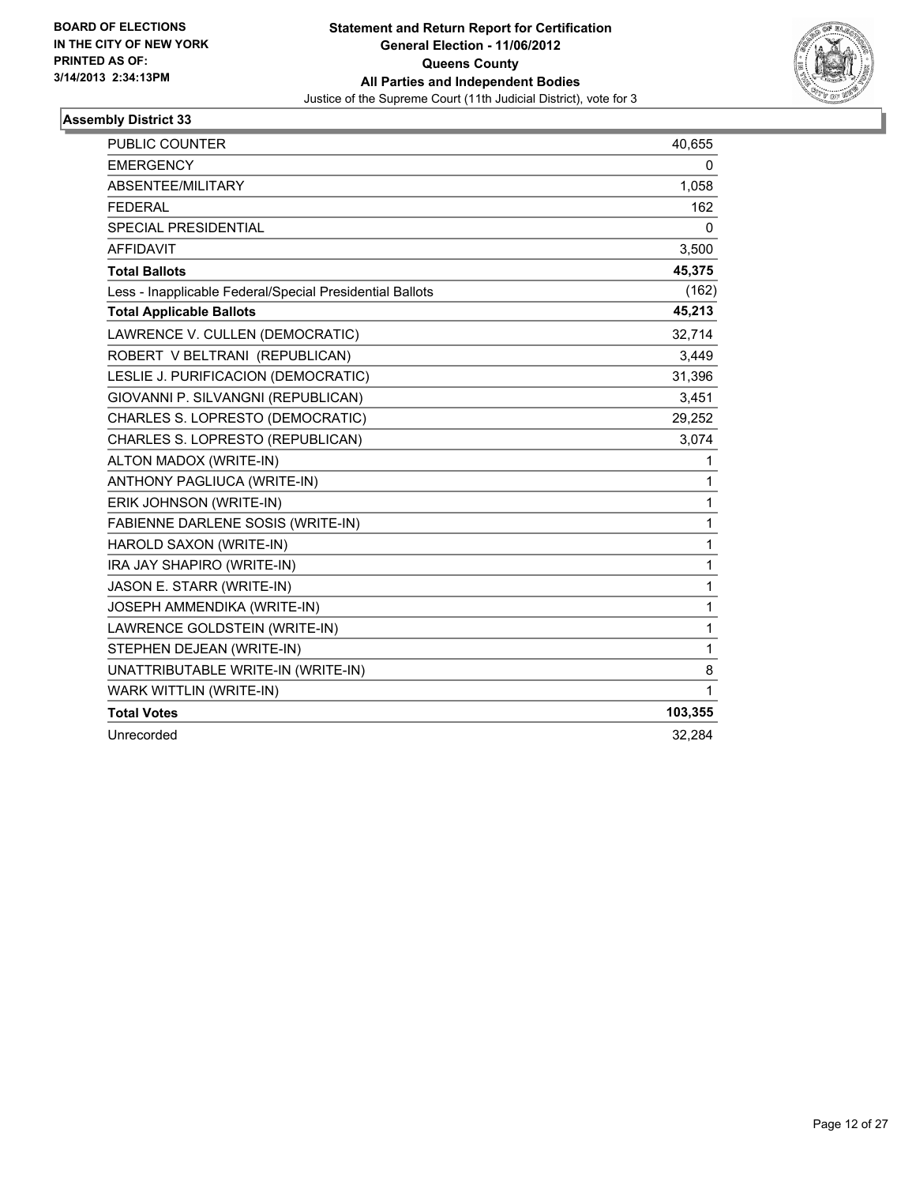BOARD OF ELECTIONS
IN THE CITY OF NEW YORK
PRINTED AS OF:
3/14/2013 2:34:13PM

**Statement and Return Report for Certification**
**General Election - 11/06/2012**
**Queens County**
**All Parties and Independent Bodies**
Justice of the Supreme Court (11th Judicial District), vote for 3

### Assembly District 33

| | |
|---|---|
| PUBLIC COUNTER | 40,655 |
| EMERGENCY | 0 |
| ABSENTEE/MILITARY | 1,058 |
| FEDERAL | 162 |
| SPECIAL PRESIDENTIAL | 0 |
| AFFIDAVIT | 3,500 |
| **Total Ballots** | **45,375** |
| Less - Inapplicable Federal/Special Presidential Ballots | (162) |
| **Total Applicable Ballots** | **45,213** |
| LAWRENCE V. CULLEN (DEMOCRATIC) | 32,714 |
| ROBERT V BELTRANI (REPUBLICAN) | 3,449 |
| LESLIE J. PURIFICACION (DEMOCRATIC) | 31,396 |
| GIOVANNI P. SILVANGNI (REPUBLICAN) | 3,451 |
| CHARLES S. LOPRESTO (DEMOCRATIC) | 29,252 |
| CHARLES S. LOPRESTO (REPUBLICAN) | 3,074 |
| ALTON MADOX (WRITE-IN) | 1 |
| ANTHONY PAGLIUCA (WRITE-IN) | 1 |
| ERIK JOHNSON (WRITE-IN) | 1 |
| FABIENNE DARLENE SOSIS (WRITE-IN) | 1 |
| HAROLD SAXON (WRITE-IN) | 1 |
| IRA JAY SHAPIRO (WRITE-IN) | 1 |
| JASON E. STARR (WRITE-IN) | 1 |
| JOSEPH AMMENDIKA (WRITE-IN) | 1 |
| LAWRENCE GOLDSTEIN (WRITE-IN) | 1 |
| STEPHEN DEJEAN (WRITE-IN) | 1 |
| UNATTRIBUTABLE WRITE-IN (WRITE-IN) | 8 |
| WARK WITTLIN (WRITE-IN) | 1 |
| **Total Votes** | **103,355** |
| Unrecorded | 32,284 |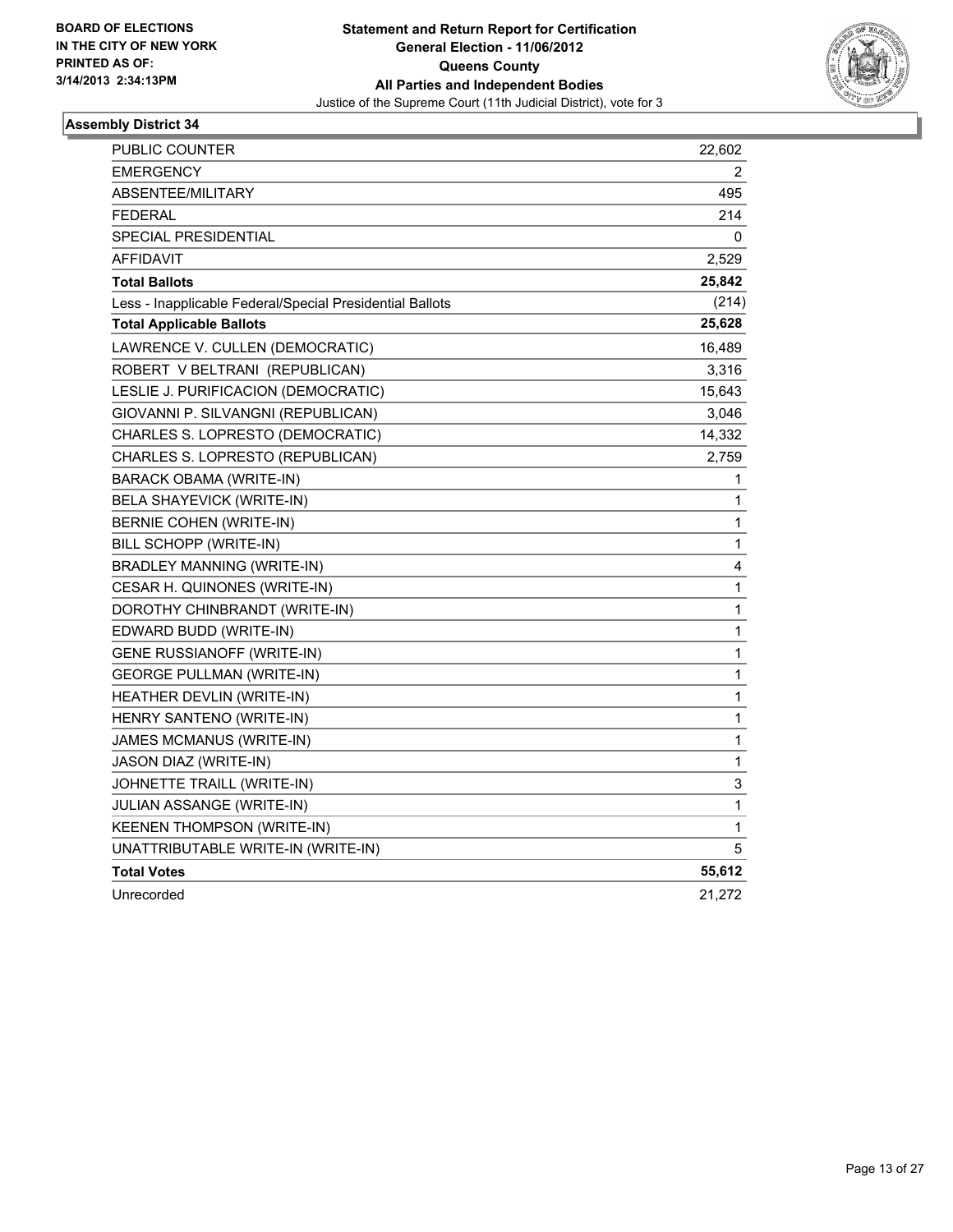**BOARD OF ELECTIONS IN THE CITY OF NEW YORK PRINTED AS OF: 3/14/2013 2:34:13PM**

# Statement and Return Report for Certification
## General Election - 11/06/2012
## Queens County
## All Parties and Independent Bodies
Justice of the Supreme Court (11th Judicial District), vote for 3

### Assembly District 34

| | |
|---|---|
| PUBLIC COUNTER | 22,602 |
| EMERGENCY | 2 |
| ABSENTEE/MILITARY | 495 |
| FEDERAL | 214 |
| SPECIAL PRESIDENTIAL | 0 |
| AFFIDAVIT | 2,529 |
| **Total Ballots** | **25,842** |
| Less - Inapplicable Federal/Special Presidential Ballots | (214) |
| **Total Applicable Ballots** | **25,628** |
| LAWRENCE V. CULLEN (DEMOCRATIC) | 16,489 |
| ROBERT V BELTRANI (REPUBLICAN) | 3,316 |
| LESLIE J. PURIFICACION (DEMOCRATIC) | 15,643 |
| GIOVANNI P. SILVANGNI (REPUBLICAN) | 3,046 |
| CHARLES S. LOPRESTO (DEMOCRATIC) | 14,332 |
| CHARLES S. LOPRESTO (REPUBLICAN) | 2,759 |
| BARACK OBAMA (WRITE-IN) | 1 |
| BELA SHAYEVICK (WRITE-IN) | 1 |
| BERNIE COHEN (WRITE-IN) | 1 |
| BILL SCHOPP (WRITE-IN) | 1 |
| BRADLEY MANNING (WRITE-IN) | 4 |
| CESAR H. QUINONES (WRITE-IN) | 1 |
| DOROTHY CHINBRANDT (WRITE-IN) | 1 |
| EDWARD BUDD (WRITE-IN) | 1 |
| GENE RUSSIANOFF (WRITE-IN) | 1 |
| GEORGE PULLMAN (WRITE-IN) | 1 |
| HEATHER DEVLIN (WRITE-IN) | 1 |
| HENRY SANTENO (WRITE-IN) | 1 |
| JAMES MCMANUS (WRITE-IN) | 1 |
| JASON DIAZ (WRITE-IN) | 1 |
| JOHNETTE TRAILL (WRITE-IN) | 3 |
| JULIAN ASSANGE (WRITE-IN) | 1 |
| KEENEN THOMPSON (WRITE-IN) | 1 |
| UNATTRIBUTABLE WRITE-IN (WRITE-IN) | 5 |
| **Total Votes** | **55,612** |
| Unrecorded | 21,272 |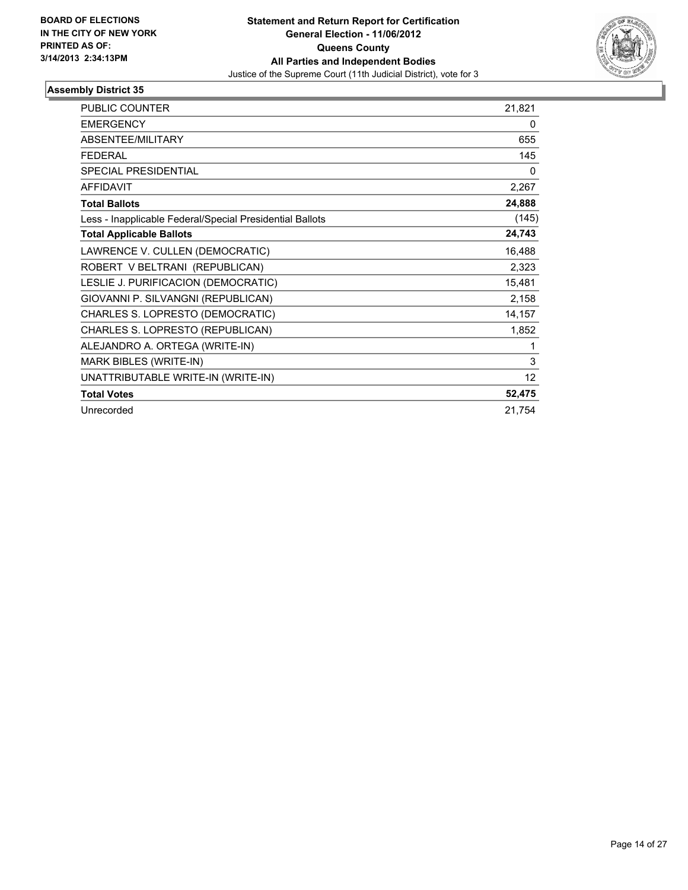BOARD OF ELECTIONS
IN THE CITY OF NEW YORK
PRINTED AS OF:
3/14/2013 2:34:13PM

**Statement and Return Report for Certification**
**General Election - 11/06/2012**
**Queens County**
**All Parties and Independent Bodies**
Justice of the Supreme Court (11th Judicial District), vote for 3

## Assembly District 35

| | |
|---|---|
| PUBLIC COUNTER | 21,821 |
| EMERGENCY | 0 |
| ABSENTEE/MILITARY | 655 |
| FEDERAL | 145 |
| SPECIAL PRESIDENTIAL | 0 |
| AFFIDAVIT | 2,267 |
| **Total Ballots** | **24,888** |
| Less - Inapplicable Federal/Special Presidential Ballots | (145) |
| **Total Applicable Ballots** | **24,743** |
| LAWRENCE V. CULLEN (DEMOCRATIC) | 16,488 |
| ROBERT V BELTRANI (REPUBLICAN) | 2,323 |
| LESLIE J. PURIFICACION (DEMOCRATIC) | 15,481 |
| GIOVANNI P. SILVANGNI (REPUBLICAN) | 2,158 |
| CHARLES S. LOPRESTO (DEMOCRATIC) | 14,157 |
| CHARLES S. LOPRESTO (REPUBLICAN) | 1,852 |
| ALEJANDRO A. ORTEGA (WRITE-IN) | 1 |
| MARK BIBLES (WRITE-IN) | 3 |
| UNATTRIBUTABLE WRITE-IN (WRITE-IN) | 12 |
| **Total Votes** | **52,475** |
| Unrecorded | 21,754 |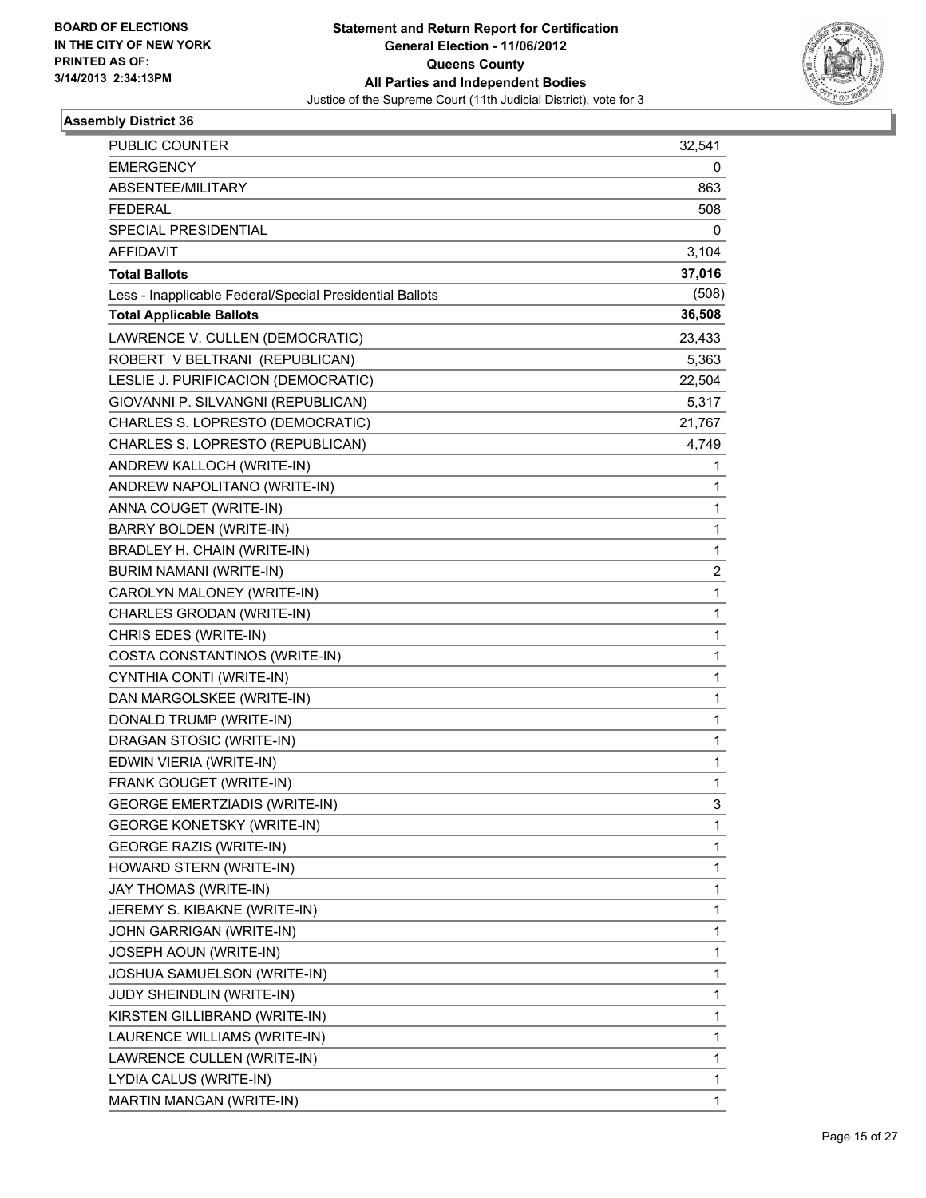BOARD OF ELECTIONS
IN THE CITY OF NEW YORK
PRINTED AS OF:
3/14/2013 2:34:13PM

**Statement and Return Report for Certification**
**General Election - 11/06/2012**
**Queens County**
**All Parties and Independent Bodies**
Justice of the Supreme Court (11th Judicial District), vote for 3

### Assembly District 36

| | |
|---|---|
| PUBLIC COUNTER | 32,541 |
| EMERGENCY | 0 |
| ABSENTEE/MILITARY | 863 |
| FEDERAL | 508 |
| SPECIAL PRESIDENTIAL | 0 |
| AFFIDAVIT | 3,104 |
| **Total Ballots** | **37,016** |
| Less - Inapplicable Federal/Special Presidential Ballots | (508) |
| **Total Applicable Ballots** | **36,508** |
| LAWRENCE V. CULLEN (DEMOCRATIC) | 23,433 |
| ROBERT V BELTRANI (REPUBLICAN) | 5,363 |
| LESLIE J. PURIFICACION (DEMOCRATIC) | 22,504 |
| GIOVANNI P. SILVANGNI (REPUBLICAN) | 5,317 |
| CHARLES S. LOPRESTO (DEMOCRATIC) | 21,767 |
| CHARLES S. LOPRESTO (REPUBLICAN) | 4,749 |
| ANDREW KALLOCH (WRITE-IN) | 1 |
| ANDREW NAPOLITANO (WRITE-IN) | 1 |
| ANNA COUGET (WRITE-IN) | 1 |
| BARRY BOLDEN (WRITE-IN) | 1 |
| BRADLEY H. CHAIN (WRITE-IN) | 1 |
| BURIM NAMANI (WRITE-IN) | 2 |
| CAROLYN MALONEY (WRITE-IN) | 1 |
| CHARLES GRODAN (WRITE-IN) | 1 |
| CHRIS EDES (WRITE-IN) | 1 |
| COSTA CONSTANTINOS (WRITE-IN) | 1 |
| CYNTHIA CONTI (WRITE-IN) | 1 |
| DAN MARGOLSKEE (WRITE-IN) | 1 |
| DONALD TRUMP (WRITE-IN) | 1 |
| DRAGAN STOSIC (WRITE-IN) | 1 |
| EDWIN VIERIA (WRITE-IN) | 1 |
| FRANK GOUGET (WRITE-IN) | 1 |
| GEORGE EMERTZIADIS (WRITE-IN) | 3 |
| GEORGE KONETSKY (WRITE-IN) | 1 |
| GEORGE RAZIS (WRITE-IN) | 1 |
| HOWARD STERN (WRITE-IN) | 1 |
| JAY THOMAS (WRITE-IN) | 1 |
| JEREMY S. KIBAKNE (WRITE-IN) | 1 |
| JOHN GARRIGAN (WRITE-IN) | 1 |
| JOSEPH AOUN (WRITE-IN) | 1 |
| JOSHUA SAMUELSON (WRITE-IN) | 1 |
| JUDY SHEINDLIN (WRITE-IN) | 1 |
| KIRSTEN GILLIBRAND (WRITE-IN) | 1 |
| LAURENCE WILLIAMS (WRITE-IN) | 1 |
| LAWRENCE CULLEN (WRITE-IN) | 1 |
| LYDIA CALUS (WRITE-IN) | 1 |
| MARTIN MANGAN (WRITE-IN) | 1 |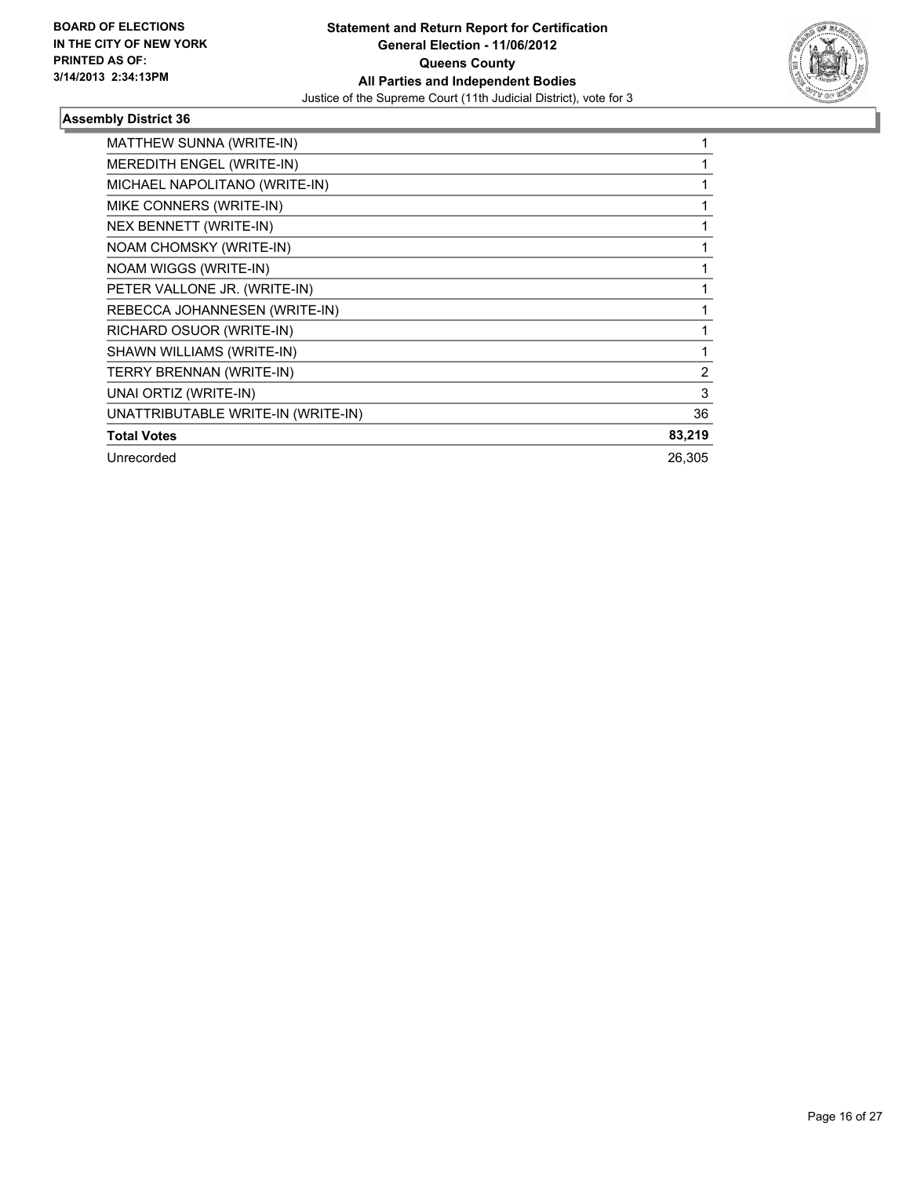BOARD OF ELECTIONS
IN THE CITY OF NEW YORK
PRINTED AS OF:
3/14/2013 2:34:13PM

**Statement and Return Report for Certification**
**General Election - 11/06/2012**
**Queens County**
**All Parties and Independent Bodies**
Justice of the Supreme Court (11th Judicial District), vote for 3

### Assembly District 36

| | |
|---|---|
| MATTHEW SUNNA (WRITE-IN) | 1 |
| MEREDITH ENGEL (WRITE-IN) | 1 |
| MICHAEL NAPOLITANO (WRITE-IN) | 1 |
| MIKE CONNERS (WRITE-IN) | 1 |
| NEX BENNETT (WRITE-IN) | 1 |
| NOAM CHOMSKY (WRITE-IN) | 1 |
| NOAM WIGGS (WRITE-IN) | 1 |
| PETER VALLONE JR. (WRITE-IN) | 1 |
| REBECCA JOHANNESEN (WRITE-IN) | 1 |
| RICHARD OSUOR (WRITE-IN) | 1 |
| SHAWN WILLIAMS (WRITE-IN) | 1 |
| TERRY BRENNAN (WRITE-IN) | 2 |
| UNAI ORTIZ (WRITE-IN) | 3 |
| UNATTRIBUTABLE WRITE-IN (WRITE-IN) | 36 |
| **Total Votes** | **83,219** |
| Unrecorded | 26,305 |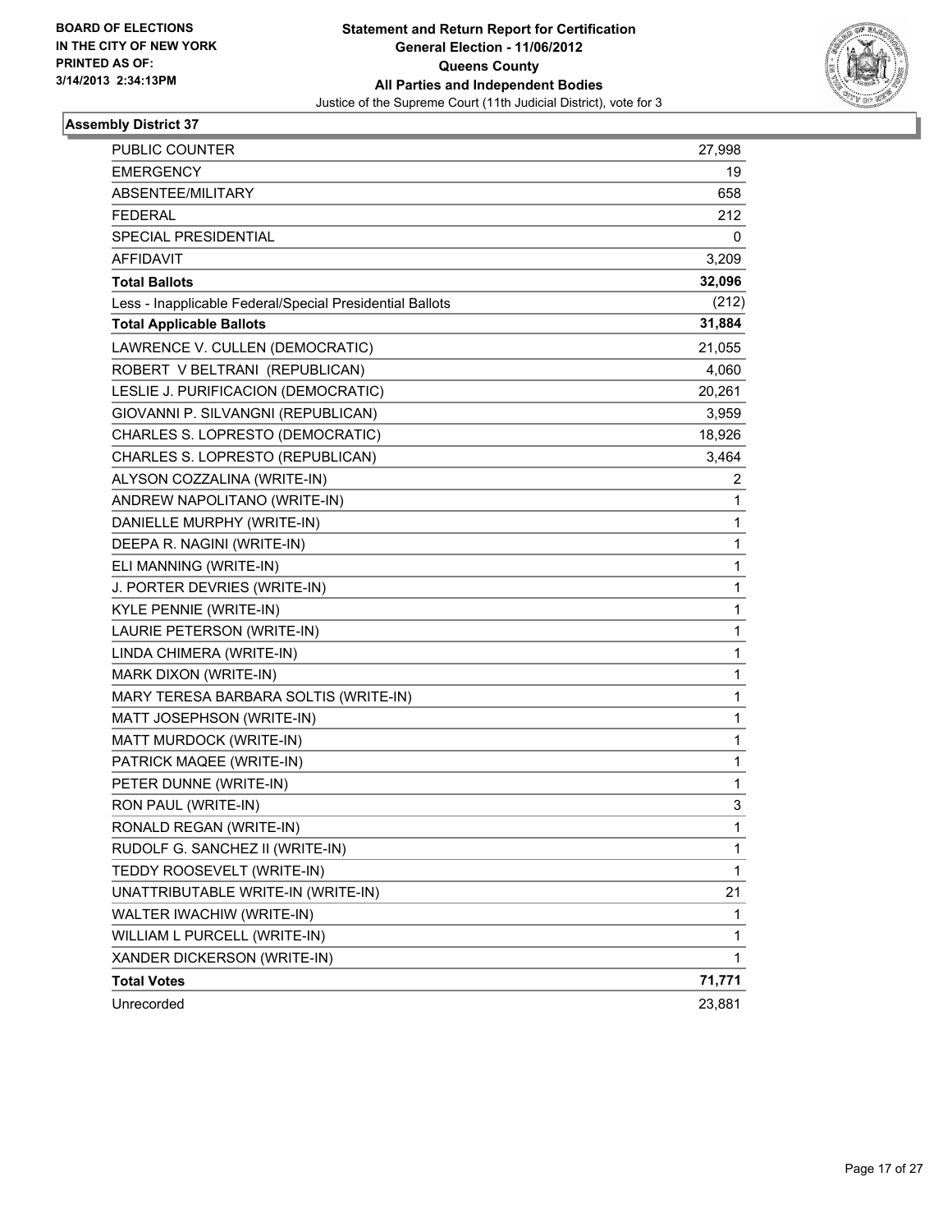BOARD OF ELECTIONS
IN THE CITY OF NEW YORK
PRINTED AS OF:
3/14/2013 2:34:13PM

**Statement and Return Report for Certification**
**General Election - 11/06/2012**
**Queens County**
**All Parties and Independent Bodies**
Justice of the Supreme Court (11th Judicial District), vote for 3

### Assembly District 37

| | |
|---|---|
| PUBLIC COUNTER | 27,998 |
| EMERGENCY | 19 |
| ABSENTEE/MILITARY | 658 |
| FEDERAL | 212 |
| SPECIAL PRESIDENTIAL | 0 |
| AFFIDAVIT | 3,209 |
| **Total Ballots** | **32,096** |
| Less - Inapplicable Federal/Special Presidential Ballots | (212) |
| **Total Applicable Ballots** | **31,884** |
| LAWRENCE V. CULLEN (DEMOCRATIC) | 21,055 |
| ROBERT V BELTRANI (REPUBLICAN) | 4,060 |
| LESLIE J. PURIFICACION (DEMOCRATIC) | 20,261 |
| GIOVANNI P. SILVANGNI (REPUBLICAN) | 3,959 |
| CHARLES S. LOPRESTO (DEMOCRATIC) | 18,926 |
| CHARLES S. LOPRESTO (REPUBLICAN) | 3,464 |
| ALYSON COZZALINA (WRITE-IN) | 2 |
| ANDREW NAPOLITANO (WRITE-IN) | 1 |
| DANIELLE MURPHY (WRITE-IN) | 1 |
| DEEPA R. NAGINI (WRITE-IN) | 1 |
| ELI MANNING (WRITE-IN) | 1 |
| J. PORTER DEVRIES (WRITE-IN) | 1 |
| KYLE PENNIE (WRITE-IN) | 1 |
| LAURIE PETERSON (WRITE-IN) | 1 |
| LINDA CHIMERA (WRITE-IN) | 1 |
| MARK DIXON (WRITE-IN) | 1 |
| MARY TERESA BARBARA SOLTIS (WRITE-IN) | 1 |
| MATT JOSEPHSON (WRITE-IN) | 1 |
| MATT MURDOCK (WRITE-IN) | 1 |
| PATRICK MAQEE (WRITE-IN) | 1 |
| PETER DUNNE (WRITE-IN) | 1 |
| RON PAUL (WRITE-IN) | 3 |
| RONALD REGAN (WRITE-IN) | 1 |
| RUDOLF G. SANCHEZ II (WRITE-IN) | 1 |
| TEDDY ROOSEVELT (WRITE-IN) | 1 |
| UNATTRIBUTABLE WRITE-IN (WRITE-IN) | 21 |
| WALTER IWACHIW (WRITE-IN) | 1 |
| WILLIAM L PURCELL (WRITE-IN) | 1 |
| XANDER DICKERSON (WRITE-IN) | 1 |
| **Total Votes** | **71,771** |
| Unrecorded | 23,881 |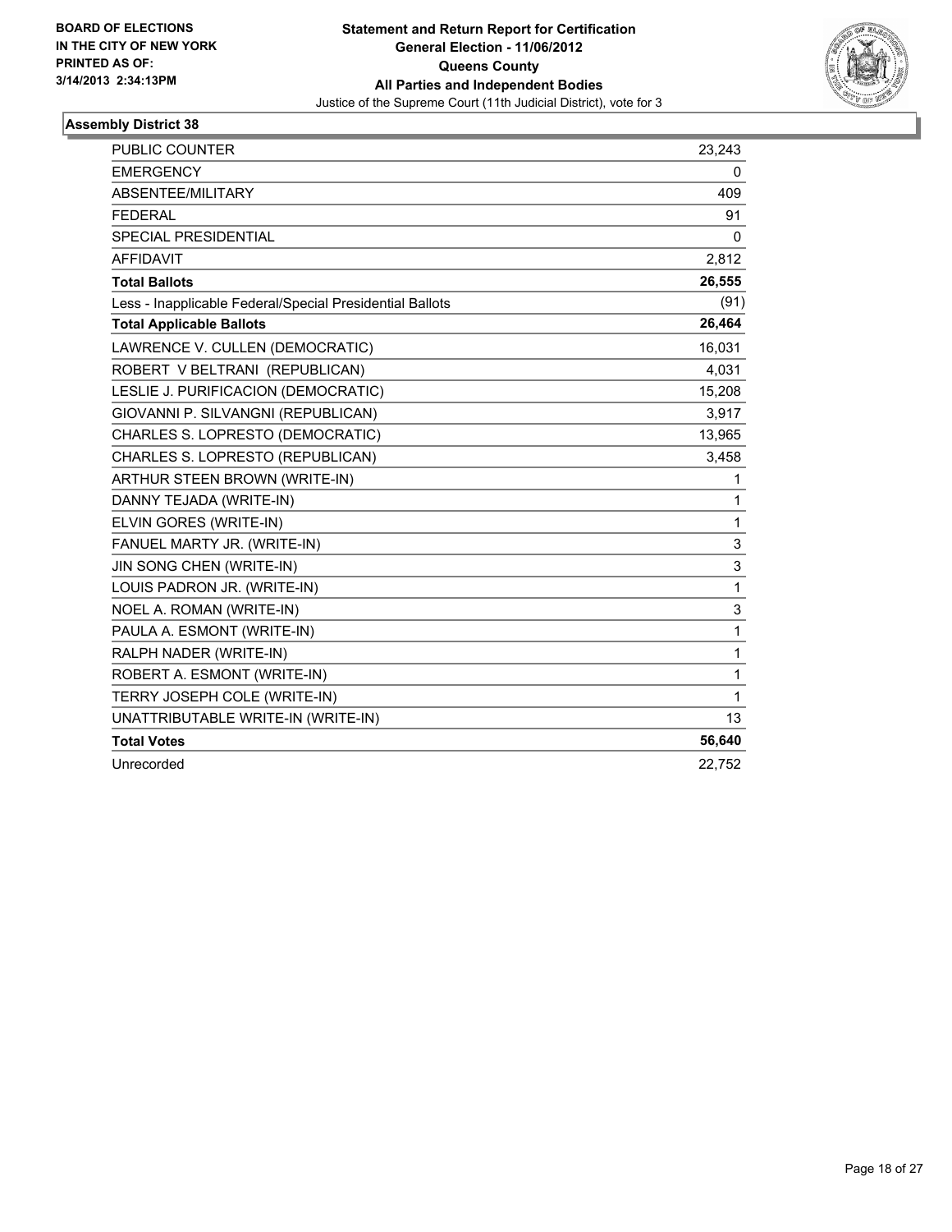**BOARD OF ELECTIONS IN THE CITY OF NEW YORK PRINTED AS OF: 3/14/2013 2:34:13PM**

**Statement and Return Report for Certification**
**General Election - 11/06/2012**
**Queens County**
**All Parties and Independent Bodies**
Justice of the Supreme Court (11th Judicial District), vote for 3

## Assembly District 38

| | |
|---|---|
| PUBLIC COUNTER | 23,243 |
| EMERGENCY | 0 |
| ABSENTEE/MILITARY | 409 |
| FEDERAL | 91 |
| SPECIAL PRESIDENTIAL | 0 |
| AFFIDAVIT | 2,812 |
| **Total Ballots** | **26,555** |
| Less - Inapplicable Federal/Special Presidential Ballots | (91) |
| **Total Applicable Ballots** | **26,464** |
| LAWRENCE V. CULLEN (DEMOCRATIC) | 16,031 |
| ROBERT V BELTRANI (REPUBLICAN) | 4,031 |
| LESLIE J. PURIFICACION (DEMOCRATIC) | 15,208 |
| GIOVANNI P. SILVANGNI (REPUBLICAN) | 3,917 |
| CHARLES S. LOPRESTO (DEMOCRATIC) | 13,965 |
| CHARLES S. LOPRESTO (REPUBLICAN) | 3,458 |
| ARTHUR STEEN BROWN (WRITE-IN) | 1 |
| DANNY TEJADA (WRITE-IN) | 1 |
| ELVIN GORES (WRITE-IN) | 1 |
| FANUEL MARTY JR. (WRITE-IN) | 3 |
| JIN SONG CHEN (WRITE-IN) | 3 |
| LOUIS PADRON JR. (WRITE-IN) | 1 |
| NOEL A. ROMAN (WRITE-IN) | 3 |
| PAULA A. ESMONT (WRITE-IN) | 1 |
| RALPH NADER (WRITE-IN) | 1 |
| ROBERT A. ESMONT (WRITE-IN) | 1 |
| TERRY JOSEPH COLE (WRITE-IN) | 1 |
| UNATTRIBUTABLE WRITE-IN (WRITE-IN) | 13 |
| **Total Votes** | **56,640** |
| Unrecorded | 22,752 |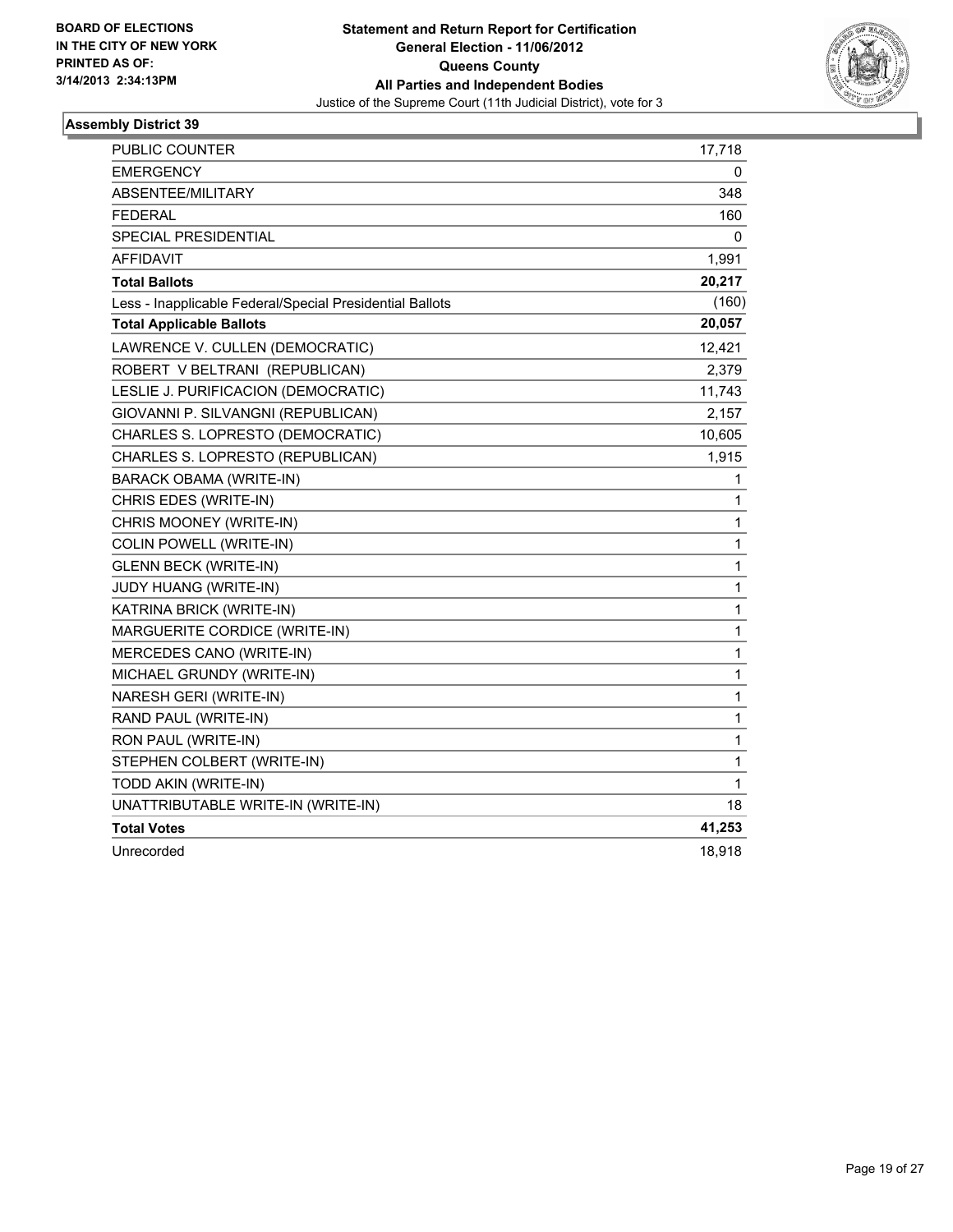**BOARD OF ELECTIONS IN THE CITY OF NEW YORK PRINTED AS OF: 3/14/2013 2:34:13PM**

# Statement and Return Report for Certification
## General Election - 11/06/2012
## Queens County
## All Parties and Independent Bodies
Justice of the Supreme Court (11th Judicial District), vote for 3

### Assembly District 39

| | |
|---|---|
| PUBLIC COUNTER | 17,718 |
| EMERGENCY | 0 |
| ABSENTEE/MILITARY | 348 |
| FEDERAL | 160 |
| SPECIAL PRESIDENTIAL | 0 |
| AFFIDAVIT | 1,991 |
| **Total Ballots** | **20,217** |
| Less - Inapplicable Federal/Special Presidential Ballots | (160) |
| **Total Applicable Ballots** | **20,057** |
| LAWRENCE V. CULLEN (DEMOCRATIC) | 12,421 |
| ROBERT V BELTRANI (REPUBLICAN) | 2,379 |
| LESLIE J. PURIFICACION (DEMOCRATIC) | 11,743 |
| GIOVANNI P. SILVANGNI (REPUBLICAN) | 2,157 |
| CHARLES S. LOPRESTO (DEMOCRATIC) | 10,605 |
| CHARLES S. LOPRESTO (REPUBLICAN) | 1,915 |
| BARACK OBAMA (WRITE-IN) | 1 |
| CHRIS EDES (WRITE-IN) | 1 |
| CHRIS MOONEY (WRITE-IN) | 1 |
| COLIN POWELL (WRITE-IN) | 1 |
| GLENN BECK (WRITE-IN) | 1 |
| JUDY HUANG (WRITE-IN) | 1 |
| KATRINA BRICK (WRITE-IN) | 1 |
| MARGUERITE CORDICE (WRITE-IN) | 1 |
| MERCEDES CANO (WRITE-IN) | 1 |
| MICHAEL GRUNDY (WRITE-IN) | 1 |
| NARESH GERI (WRITE-IN) | 1 |
| RAND PAUL (WRITE-IN) | 1 |
| RON PAUL (WRITE-IN) | 1 |
| STEPHEN COLBERT (WRITE-IN) | 1 |
| TODD AKIN (WRITE-IN) | 1 |
| UNATTRIBUTABLE WRITE-IN (WRITE-IN) | 18 |
| **Total Votes** | **41,253** |
| Unrecorded | 18,918 |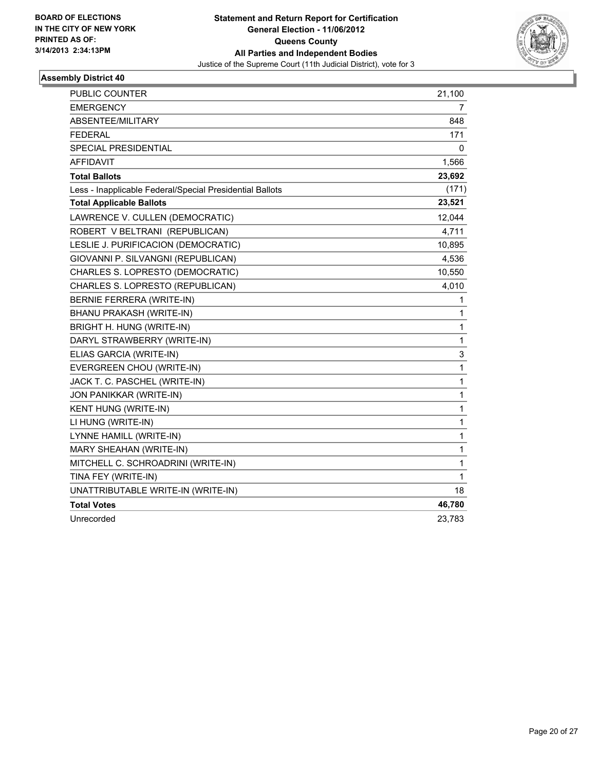**BOARD OF ELECTIONS IN THE CITY OF NEW YORK PRINTED AS OF: 3/14/2013 2:34:13PM**

**Statement and Return Report for Certification**
**General Election - 11/06/2012**
**Queens County**
**All Parties and Independent Bodies**
Justice of the Supreme Court (11th Judicial District), vote for 3

### Assembly District 40

| | |
|---|---|
| PUBLIC COUNTER | 21,100 |
| EMERGENCY | 7 |
| ABSENTEE/MILITARY | 848 |
| FEDERAL | 171 |
| SPECIAL PRESIDENTIAL | 0 |
| AFFIDAVIT | 1,566 |
| **Total Ballots** | **23,692** |
| Less - Inapplicable Federal/Special Presidential Ballots | (171) |
| **Total Applicable Ballots** | **23,521** |
| LAWRENCE V. CULLEN (DEMOCRATIC) | 12,044 |
| ROBERT V BELTRANI (REPUBLICAN) | 4,711 |
| LESLIE J. PURIFICACION (DEMOCRATIC) | 10,895 |
| GIOVANNI P. SILVANGNI (REPUBLICAN) | 4,536 |
| CHARLES S. LOPRESTO (DEMOCRATIC) | 10,550 |
| CHARLES S. LOPRESTO (REPUBLICAN) | 4,010 |
| BERNIE FERRERA (WRITE-IN) | 1 |
| BHANU PRAKASH (WRITE-IN) | 1 |
| BRIGHT H. HUNG (WRITE-IN) | 1 |
| DARYL STRAWBERRY (WRITE-IN) | 1 |
| ELIAS GARCIA (WRITE-IN) | 3 |
| EVERGREEN CHOU (WRITE-IN) | 1 |
| JACK T. C. PASCHEL (WRITE-IN) | 1 |
| JON PANIKKAR (WRITE-IN) | 1 |
| KENT HUNG (WRITE-IN) | 1 |
| LI HUNG (WRITE-IN) | 1 |
| LYNNE HAMILL (WRITE-IN) | 1 |
| MARY SHEAHAN (WRITE-IN) | 1 |
| MITCHELL C. SCHROADRINI (WRITE-IN) | 1 |
| TINA FEY (WRITE-IN) | 1 |
| UNATTRIBUTABLE WRITE-IN (WRITE-IN) | 18 |
| **Total Votes** | **46,780** |
| Unrecorded | 23,783 |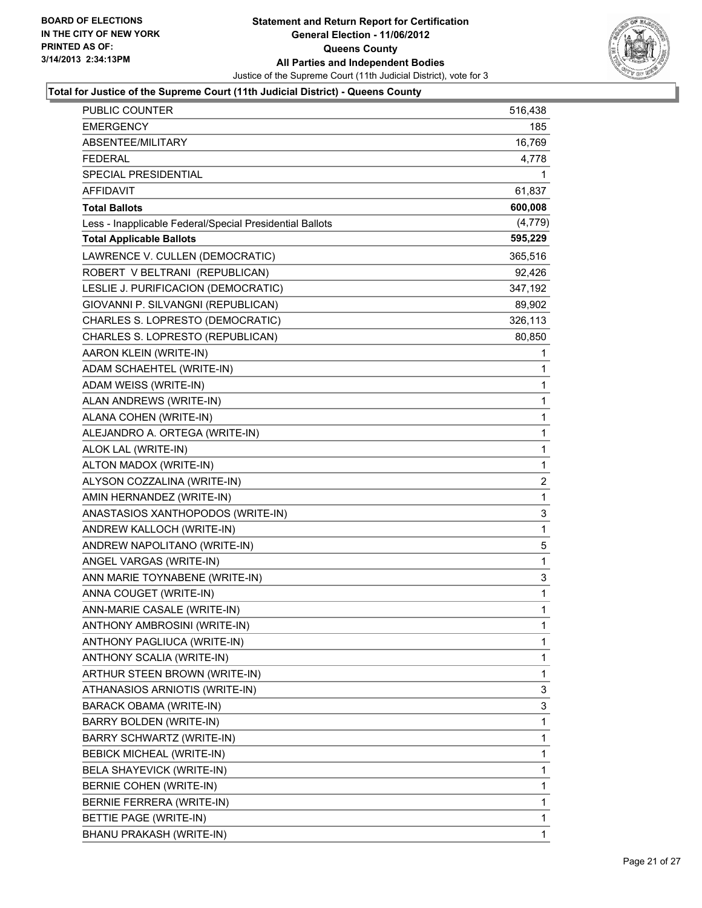BOARD OF ELECTIONS
IN THE CITY OF NEW YORK
PRINTED AS OF:
3/14/2013 2:34:13PM

# Statement and Return Report for Certification
## General Election - 11/06/2012
## Queens County
## All Parties and Independent Bodies

Justice of the Supreme Court (11th Judicial District), vote for 3

### Total for Justice of the Supreme Court (11th Judicial District) - Queens County

| | |
|---|---|
| PUBLIC COUNTER | 516,438 |
| EMERGENCY | 185 |
| ABSENTEE/MILITARY | 16,769 |
| FEDERAL | 4,778 |
| SPECIAL PRESIDENTIAL | 1 |
| AFFIDAVIT | 61,837 |
| **Total Ballots** | **600,008** |
| Less - Inapplicable Federal/Special Presidential Ballots | (4,779) |
| **Total Applicable Ballots** | **595,229** |
| LAWRENCE V. CULLEN (DEMOCRATIC) | 365,516 |
| ROBERT V BELTRANI (REPUBLICAN) | 92,426 |
| LESLIE J. PURIFICACION (DEMOCRATIC) | 347,192 |
| GIOVANNI P. SILVANGNI (REPUBLICAN) | 89,902 |
| CHARLES S. LOPRESTO (DEMOCRATIC) | 326,113 |
| CHARLES S. LOPRESTO (REPUBLICAN) | 80,850 |
| AARON KLEIN (WRITE-IN) | 1 |
| ADAM SCHAEHTEL (WRITE-IN) | 1 |
| ADAM WEISS (WRITE-IN) | 1 |
| ALAN ANDREWS (WRITE-IN) | 1 |
| ALANA COHEN (WRITE-IN) | 1 |
| ALEJANDRO A. ORTEGA (WRITE-IN) | 1 |
| ALOK LAL (WRITE-IN) | 1 |
| ALTON MADOX (WRITE-IN) | 1 |
| ALYSON COZZALINA (WRITE-IN) | 2 |
| AMIN HERNANDEZ (WRITE-IN) | 1 |
| ANASTASIOS XANTHOPODOS (WRITE-IN) | 3 |
| ANDREW KALLOCH (WRITE-IN) | 1 |
| ANDREW NAPOLITANO (WRITE-IN) | 5 |
| ANGEL VARGAS (WRITE-IN) | 1 |
| ANN MARIE TOYNABENE (WRITE-IN) | 3 |
| ANNA COUGET (WRITE-IN) | 1 |
| ANN-MARIE CASALE (WRITE-IN) | 1 |
| ANTHONY AMBROSINI (WRITE-IN) | 1 |
| ANTHONY PAGLIUCA (WRITE-IN) | 1 |
| ANTHONY SCALIA (WRITE-IN) | 1 |
| ARTHUR STEEN BROWN (WRITE-IN) | 1 |
| ATHANASIOS ARNIOTIS (WRITE-IN) | 3 |
| BARACK OBAMA (WRITE-IN) | 3 |
| BARRY BOLDEN (WRITE-IN) | 1 |
| BARRY SCHWARTZ (WRITE-IN) | 1 |
| BEBICK MICHEAL (WRITE-IN) | 1 |
| BELA SHAYEVICK (WRITE-IN) | 1 |
| BERNIE COHEN (WRITE-IN) | 1 |
| BERNIE FERRERA (WRITE-IN) | 1 |
| BETTIE PAGE (WRITE-IN) | 1 |
| BHANU PRAKASH (WRITE-IN) | 1 |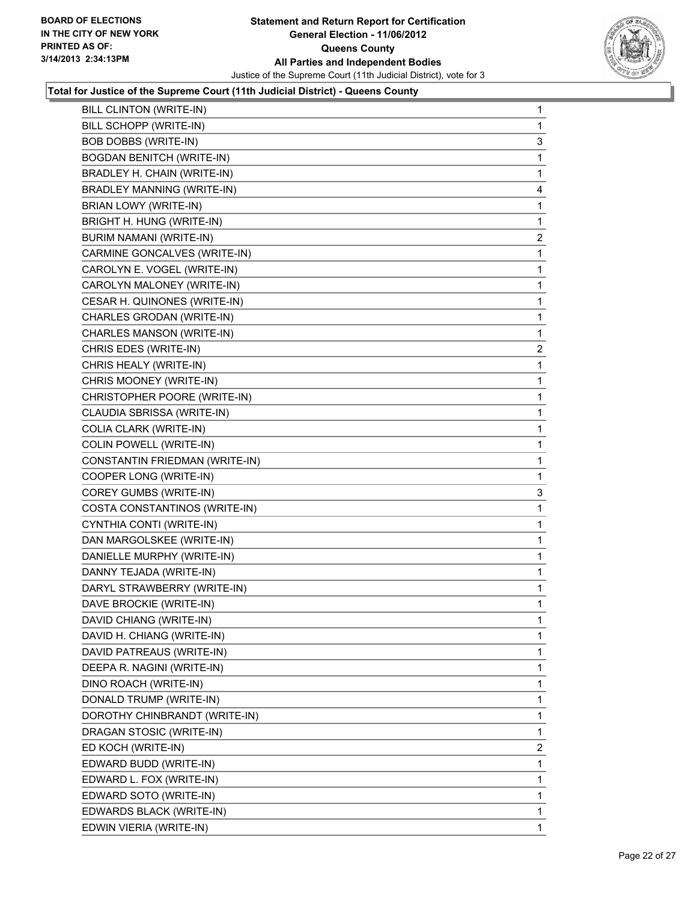**Total for Justice of the Supreme Court (11th Judicial District) - Queens County**

| | |
|---|---|
| BILL CLINTON (WRITE-IN) | 1 |
| BILL SCHOPP (WRITE-IN) | 1 |
| BOB DOBBS (WRITE-IN) | 3 |
| BOGDAN BENITCH (WRITE-IN) | 1 |
| BRADLEY H. CHAIN (WRITE-IN) | 1 |
| BRADLEY MANNING (WRITE-IN) | 4 |
| BRIAN LOWY (WRITE-IN) | 1 |
| BRIGHT H. HUNG (WRITE-IN) | 1 |
| BURIM NAMANI (WRITE-IN) | 2 |
| CARMINE GONCALVES (WRITE-IN) | 1 |
| CAROLYN E. VOGEL (WRITE-IN) | 1 |
| CAROLYN MALONEY (WRITE-IN) | 1 |
| CESAR H. QUINONES (WRITE-IN) | 1 |
| CHARLES GRODAN (WRITE-IN) | 1 |
| CHARLES MANSON (WRITE-IN) | 1 |
| CHRIS EDES (WRITE-IN) | 2 |
| CHRIS HEALY (WRITE-IN) | 1 |
| CHRIS MOONEY (WRITE-IN) | 1 |
| CHRISTOPHER POORE (WRITE-IN) | 1 |
| CLAUDIA SBRISSA (WRITE-IN) | 1 |
| COLIA CLARK (WRITE-IN) | 1 |
| COLIN POWELL (WRITE-IN) | 1 |
| CONSTANTIN FRIEDMAN (WRITE-IN) | 1 |
| COOPER LONG (WRITE-IN) | 1 |
| COREY GUMBS (WRITE-IN) | 3 |
| COSTA CONSTANTINOS (WRITE-IN) | 1 |
| CYNTHIA CONTI (WRITE-IN) | 1 |
| DAN MARGOLSKEE (WRITE-IN) | 1 |
| DANIELLE MURPHY (WRITE-IN) | 1 |
| DANNY TEJADA (WRITE-IN) | 1 |
| DARYL STRAWBERRY (WRITE-IN) | 1 |
| DAVE BROCKIE (WRITE-IN) | 1 |
| DAVID CHIANG (WRITE-IN) | 1 |
| DAVID H. CHIANG (WRITE-IN) | 1 |
| DAVID PATREAUS (WRITE-IN) | 1 |
| DEEPA R. NAGINI (WRITE-IN) | 1 |
| DINO ROACH (WRITE-IN) | 1 |
| DONALD TRUMP (WRITE-IN) | 1 |
| DOROTHY CHINBRANDT (WRITE-IN) | 1 |
| DRAGAN STOSIC (WRITE-IN) | 1 |
| ED KOCH (WRITE-IN) | 2 |
| EDWARD BUDD (WRITE-IN) | 1 |
| EDWARD L. FOX (WRITE-IN) | 1 |
| EDWARD SOTO (WRITE-IN) | 1 |
| EDWARDS BLACK (WRITE-IN) | 1 |
| EDWIN VIERIA (WRITE-IN) | 1 |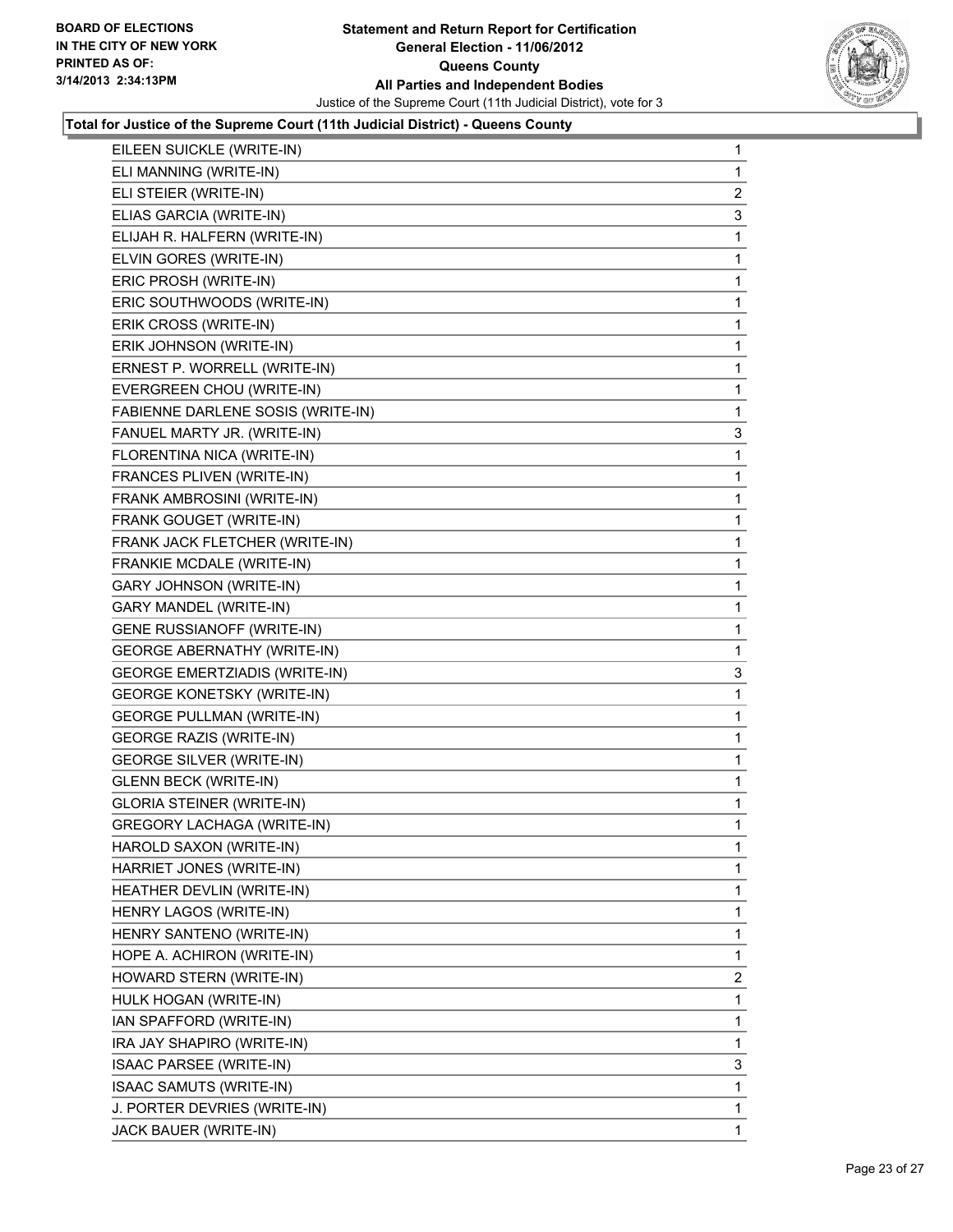**Total for Justice of the Supreme Court (11th Judicial District) - Queens County**

| | |
|---|---|
| EILEEN SUICKLE (WRITE-IN) | 1 |
| ELI MANNING (WRITE-IN) | 1 |
| ELI STEIER (WRITE-IN) | 2 |
| ELIAS GARCIA (WRITE-IN) | 3 |
| ELIJAH R. HALFERN (WRITE-IN) | 1 |
| ELVIN GORES (WRITE-IN) | 1 |
| ERIC PROSH (WRITE-IN) | 1 |
| ERIC SOUTHWOODS (WRITE-IN) | 1 |
| ERIK CROSS (WRITE-IN) | 1 |
| ERIK JOHNSON (WRITE-IN) | 1 |
| ERNEST P. WORRELL (WRITE-IN) | 1 |
| EVERGREEN CHOU (WRITE-IN) | 1 |
| FABIENNE DARLENE SOSIS (WRITE-IN) | 1 |
| FANUEL MARTY JR. (WRITE-IN) | 3 |
| FLORENTINA NICA (WRITE-IN) | 1 |
| FRANCES PLIVEN (WRITE-IN) | 1 |
| FRANK AMBROSINI (WRITE-IN) | 1 |
| FRANK GOUGET (WRITE-IN) | 1 |
| FRANK JACK FLETCHER (WRITE-IN) | 1 |
| FRANKIE MCDALE (WRITE-IN) | 1 |
| GARY JOHNSON (WRITE-IN) | 1 |
| GARY MANDEL (WRITE-IN) | 1 |
| GENE RUSSIANOFF (WRITE-IN) | 1 |
| GEORGE ABERNATHY (WRITE-IN) | 1 |
| GEORGE EMERTZIADIS (WRITE-IN) | 3 |
| GEORGE KONETSKY (WRITE-IN) | 1 |
| GEORGE PULLMAN (WRITE-IN) | 1 |
| GEORGE RAZIS (WRITE-IN) | 1 |
| GEORGE SILVER (WRITE-IN) | 1 |
| GLENN BECK (WRITE-IN) | 1 |
| GLORIA STEINER (WRITE-IN) | 1 |
| GREGORY LACHAGA (WRITE-IN) | 1 |
| HAROLD SAXON (WRITE-IN) | 1 |
| HARRIET JONES (WRITE-IN) | 1 |
| HEATHER DEVLIN (WRITE-IN) | 1 |
| HENRY LAGOS (WRITE-IN) | 1 |
| HENRY SANTENO (WRITE-IN) | 1 |
| HOPE A. ACHIRON (WRITE-IN) | 1 |
| HOWARD STERN (WRITE-IN) | 2 |
| HULK HOGAN (WRITE-IN) | 1 |
| IAN SPAFFORD (WRITE-IN) | 1 |
| IRA JAY SHAPIRO (WRITE-IN) | 1 |
| ISAAC PARSEE (WRITE-IN) | 3 |
| ISAAC SAMUTS (WRITE-IN) | 1 |
| J. PORTER DEVRIES (WRITE-IN) | 1 |
| JACK BAUER (WRITE-IN) | 1 |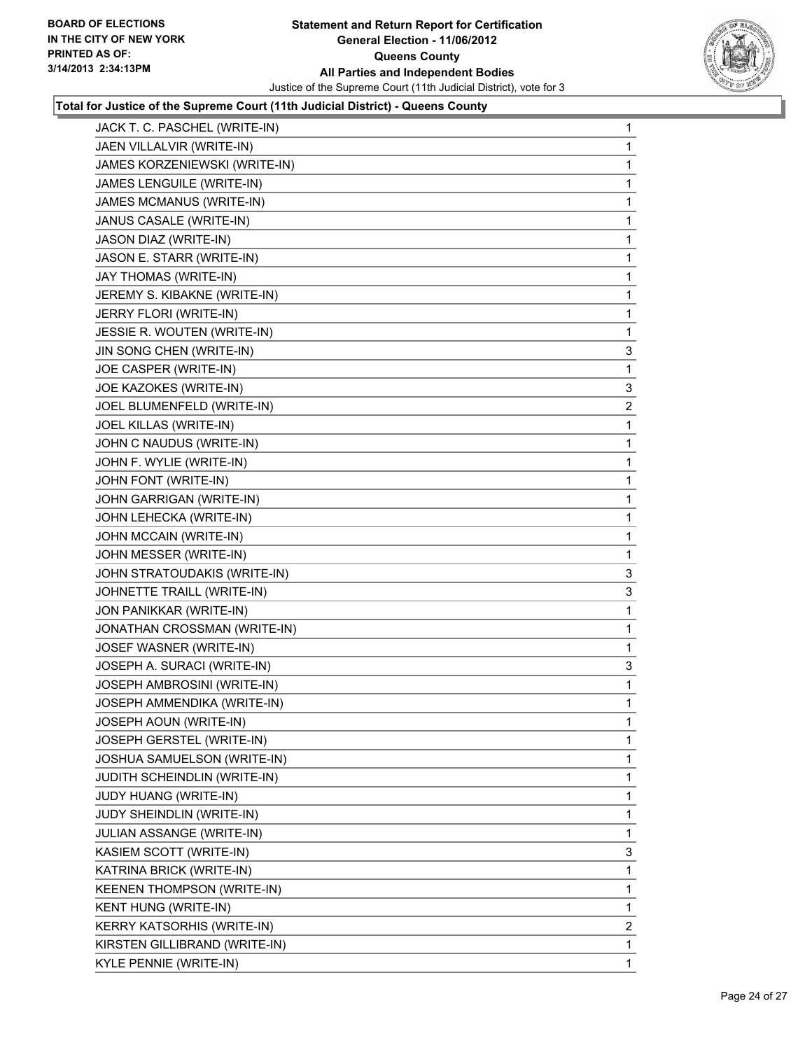BOARD OF ELECTIONS
IN THE CITY OF NEW YORK
PRINTED AS OF:
3/14/2013 2:34:13PM

**Statement and Return Report for Certification**
**General Election - 11/06/2012**
**Queens County**
**All Parties and Independent Bodies**
Justice of the Supreme Court (11th Judicial District), vote for 3

**Total for Justice of the Supreme Court (11th Judicial District) - Queens County**

| Candidate | Votes |
|---|---|
| JACK T. C. PASCHEL (WRITE-IN) | 1 |
| JAEN VILLALVIR (WRITE-IN) | 1 |
| JAMES KORZENIEWSKI (WRITE-IN) | 1 |
| JAMES LENGUILE (WRITE-IN) | 1 |
| JAMES MCMANUS (WRITE-IN) | 1 |
| JANUS CASALE (WRITE-IN) | 1 |
| JASON DIAZ (WRITE-IN) | 1 |
| JASON E. STARR (WRITE-IN) | 1 |
| JAY THOMAS (WRITE-IN) | 1 |
| JEREMY S. KIBAKNE (WRITE-IN) | 1 |
| JERRY FLORI (WRITE-IN) | 1 |
| JESSIE R. WOUTEN (WRITE-IN) | 1 |
| JIN SONG CHEN (WRITE-IN) | 3 |
| JOE CASPER (WRITE-IN) | 1 |
| JOE KAZOKES (WRITE-IN) | 3 |
| JOEL BLUMENFELD (WRITE-IN) | 2 |
| JOEL KILLAS (WRITE-IN) | 1 |
| JOHN C NAUDUS (WRITE-IN) | 1 |
| JOHN F. WYLIE (WRITE-IN) | 1 |
| JOHN FONT (WRITE-IN) | 1 |
| JOHN GARRIGAN (WRITE-IN) | 1 |
| JOHN LEHECKA (WRITE-IN) | 1 |
| JOHN MCCAIN (WRITE-IN) | 1 |
| JOHN MESSER (WRITE-IN) | 1 |
| JOHN STRATOUDAKIS (WRITE-IN) | 3 |
| JOHNETTE TRAILL (WRITE-IN) | 3 |
| JON PANIKKAR (WRITE-IN) | 1 |
| JONATHAN CROSSMAN (WRITE-IN) | 1 |
| JOSEF WASNER (WRITE-IN) | 1 |
| JOSEPH A. SURACI (WRITE-IN) | 3 |
| JOSEPH AMBROSINI (WRITE-IN) | 1 |
| JOSEPH AMMENDIKA (WRITE-IN) | 1 |
| JOSEPH AOUN (WRITE-IN) | 1 |
| JOSEPH GERSTEL (WRITE-IN) | 1 |
| JOSHUA SAMUELSON (WRITE-IN) | 1 |
| JUDITH SCHEINDLIN (WRITE-IN) | 1 |
| JUDY HUANG (WRITE-IN) | 1 |
| JUDY SHEINDLIN (WRITE-IN) | 1 |
| JULIAN ASSANGE (WRITE-IN) | 1 |
| KASIEM SCOTT (WRITE-IN) | 3 |
| KATRINA BRICK (WRITE-IN) | 1 |
| KEENEN THOMPSON (WRITE-IN) | 1 |
| KENT HUNG (WRITE-IN) | 1 |
| KERRY KATSORHIS (WRITE-IN) | 2 |
| KIRSTEN GILLIBRAND (WRITE-IN) | 1 |
| KYLE PENNIE (WRITE-IN) | 1 |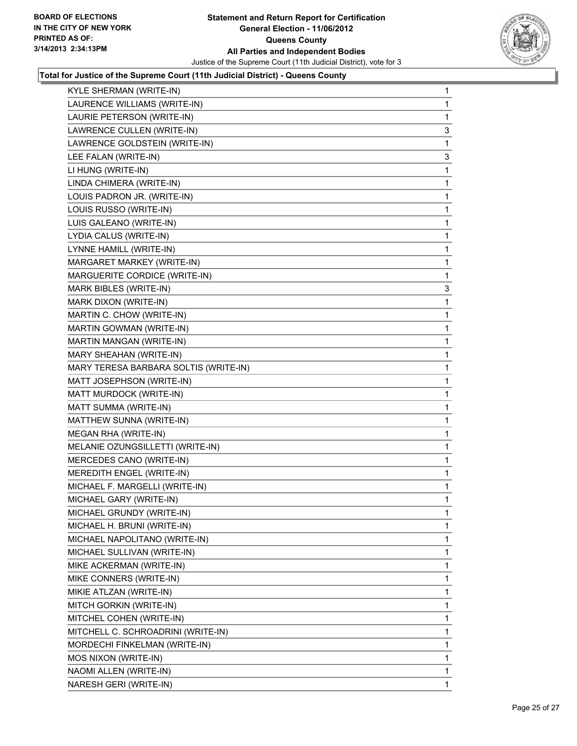**Total for Justice of the Supreme Court (11th Judicial District) - Queens County**

| | |
|---|---|
| KYLE SHERMAN (WRITE-IN) | 1 |
| LAURENCE WILLIAMS (WRITE-IN) | 1 |
| LAURIE PETERSON (WRITE-IN) | 1 |
| LAWRENCE CULLEN (WRITE-IN) | 3 |
| LAWRENCE GOLDSTEIN (WRITE-IN) | 1 |
| LEE FALAN (WRITE-IN) | 3 |
| LI HUNG (WRITE-IN) | 1 |
| LINDA CHIMERA (WRITE-IN) | 1 |
| LOUIS PADRON JR. (WRITE-IN) | 1 |
| LOUIS RUSSO (WRITE-IN) | 1 |
| LUIS GALEANO (WRITE-IN) | 1 |
| LYDIA CALUS (WRITE-IN) | 1 |
| LYNNE HAMILL (WRITE-IN) | 1 |
| MARGARET MARKEY (WRITE-IN) | 1 |
| MARGUERITE CORDICE (WRITE-IN) | 1 |
| MARK BIBLES (WRITE-IN) | 3 |
| MARK DIXON (WRITE-IN) | 1 |
| MARTIN C. CHOW (WRITE-IN) | 1 |
| MARTIN GOWMAN (WRITE-IN) | 1 |
| MARTIN MANGAN (WRITE-IN) | 1 |
| MARY SHEAHAN (WRITE-IN) | 1 |
| MARY TERESA BARBARA SOLTIS (WRITE-IN) | 1 |
| MATT JOSEPHSON (WRITE-IN) | 1 |
| MATT MURDOCK (WRITE-IN) | 1 |
| MATT SUMMA (WRITE-IN) | 1 |
| MATTHEW SUNNA (WRITE-IN) | 1 |
| MEGAN RHA (WRITE-IN) | 1 |
| MELANIE OZUNGSILLETTI (WRITE-IN) | 1 |
| MERCEDES CANO (WRITE-IN) | 1 |
| MEREDITH ENGEL (WRITE-IN) | 1 |
| MICHAEL F. MARGELLI (WRITE-IN) | 1 |
| MICHAEL GARY (WRITE-IN) | 1 |
| MICHAEL GRUNDY (WRITE-IN) | 1 |
| MICHAEL H. BRUNI (WRITE-IN) | 1 |
| MICHAEL NAPOLITANO (WRITE-IN) | 1 |
| MICHAEL SULLIVAN (WRITE-IN) | 1 |
| MIKE ACKERMAN (WRITE-IN) | 1 |
| MIKE CONNERS (WRITE-IN) | 1 |
| MIKIE ATLZAN (WRITE-IN) | 1 |
| MITCH GORKIN (WRITE-IN) | 1 |
| MITCHEL COHEN (WRITE-IN) | 1 |
| MITCHELL C. SCHROADRINI (WRITE-IN) | 1 |
| MORDECHI FINKELMAN (WRITE-IN) | 1 |
| MOS NIXON (WRITE-IN) | 1 |
| NAOMI ALLEN (WRITE-IN) | 1 |
| NARESH GERI (WRITE-IN) | 1 |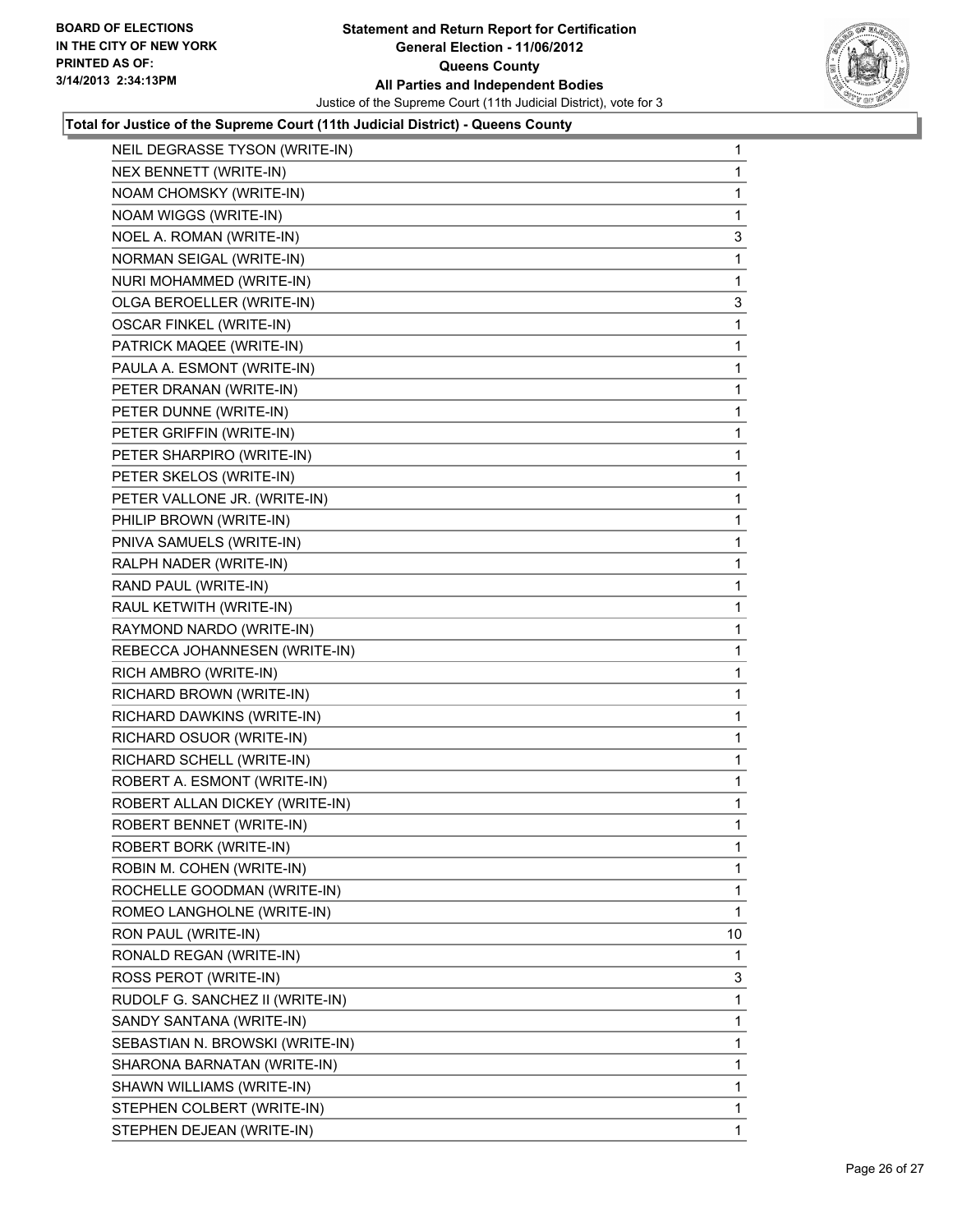**Statement and Return Report for Certification**
**General Election - 11/06/2012**
**Queens County**
**All Parties and Independent Bodies**
Justice of the Supreme Court (11th Judicial District), vote for 3

BOARD OF ELECTIONS IN THE CITY OF NEW YORK PRINTED AS OF: 3/14/2013 2:34:13PM

### Total for Justice of the Supreme Court (11th Judicial District) - Queens County

| | |
|---|---|
| NEIL DEGRASSE TYSON (WRITE-IN) | 1 |
| NEX BENNETT (WRITE-IN) | 1 |
| NOAM CHOMSKY (WRITE-IN) | 1 |
| NOAM WIGGS (WRITE-IN) | 1 |
| NOEL A. ROMAN (WRITE-IN) | 3 |
| NORMAN SEIGAL (WRITE-IN) | 1 |
| NURI MOHAMMED (WRITE-IN) | 1 |
| OLGA BEROELLER (WRITE-IN) | 3 |
| OSCAR FINKEL (WRITE-IN) | 1 |
| PATRICK MAQEE (WRITE-IN) | 1 |
| PAULA A. ESMONT (WRITE-IN) | 1 |
| PETER DRANAN (WRITE-IN) | 1 |
| PETER DUNNE (WRITE-IN) | 1 |
| PETER GRIFFIN (WRITE-IN) | 1 |
| PETER SHARPIRO (WRITE-IN) | 1 |
| PETER SKELOS (WRITE-IN) | 1 |
| PETER VALLONE JR. (WRITE-IN) | 1 |
| PHILIP BROWN (WRITE-IN) | 1 |
| PNIVA SAMUELS (WRITE-IN) | 1 |
| RALPH NADER (WRITE-IN) | 1 |
| RAND PAUL (WRITE-IN) | 1 |
| RAUL KETWITH (WRITE-IN) | 1 |
| RAYMOND NARDO (WRITE-IN) | 1 |
| REBECCA JOHANNESEN (WRITE-IN) | 1 |
| RICH AMBRO (WRITE-IN) | 1 |
| RICHARD BROWN (WRITE-IN) | 1 |
| RICHARD DAWKINS (WRITE-IN) | 1 |
| RICHARD OSUOR (WRITE-IN) | 1 |
| RICHARD SCHELL (WRITE-IN) | 1 |
| ROBERT A. ESMONT (WRITE-IN) | 1 |
| ROBERT ALLAN DICKEY (WRITE-IN) | 1 |
| ROBERT BENNET (WRITE-IN) | 1 |
| ROBERT BORK (WRITE-IN) | 1 |
| ROBIN M. COHEN (WRITE-IN) | 1 |
| ROCHELLE GOODMAN (WRITE-IN) | 1 |
| ROMEO LANGHOLNE (WRITE-IN) | 1 |
| RON PAUL (WRITE-IN) | 10 |
| RONALD REGAN (WRITE-IN) | 1 |
| ROSS PEROT (WRITE-IN) | 3 |
| RUDOLF G. SANCHEZ II (WRITE-IN) | 1 |
| SANDY SANTANA (WRITE-IN) | 1 |
| SEBASTIAN N. BROWSKI (WRITE-IN) | 1 |
| SHARONA BARNATAN (WRITE-IN) | 1 |
| SHAWN WILLIAMS (WRITE-IN) | 1 |
| STEPHEN COLBERT (WRITE-IN) | 1 |
| STEPHEN DEJEAN (WRITE-IN) | 1 |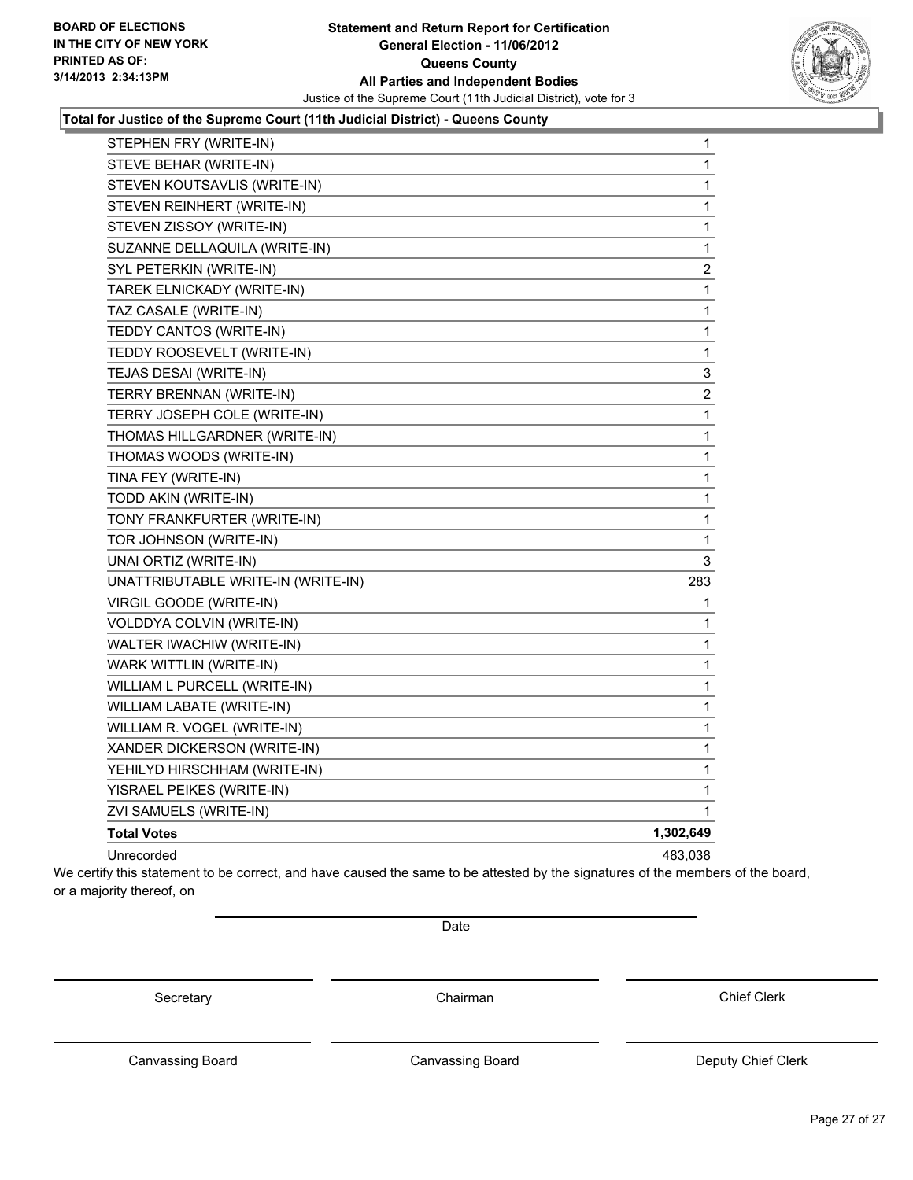**BOARD OF ELECTIONS IN THE CITY OF NEW YORK PRINTED AS OF: 3/14/2013 2:34:13PM**

**Statement and Return Report for Certification**
**General Election - 11/06/2012**
**Queens County**
**All Parties and Independent Bodies**
Justice of the Supreme Court (11th Judicial District), vote for 3

**Total for Justice of the Supreme Court (11th Judicial District) - Queens County**

| | |
|---|---|
| STEPHEN FRY (WRITE-IN) | 1 |
| STEVE BEHAR (WRITE-IN) | 1 |
| STEVEN KOUTSAVLIS (WRITE-IN) | 1 |
| STEVEN REINHERT (WRITE-IN) | 1 |
| STEVEN ZISSOY (WRITE-IN) | 1 |
| SUZANNE DELLAQUILA (WRITE-IN) | 1 |
| SYL PETERKIN (WRITE-IN) | 2 |
| TAREK ELNICKADY (WRITE-IN) | 1 |
| TAZ CASALE (WRITE-IN) | 1 |
| TEDDY CANTOS (WRITE-IN) | 1 |
| TEDDY ROOSEVELT (WRITE-IN) | 1 |
| TEJAS DESAI (WRITE-IN) | 3 |
| TERRY BRENNAN (WRITE-IN) | 2 |
| TERRY JOSEPH COLE (WRITE-IN) | 1 |
| THOMAS HILLGARDNER (WRITE-IN) | 1 |
| THOMAS WOODS (WRITE-IN) | 1 |
| TINA FEY (WRITE-IN) | 1 |
| TODD AKIN (WRITE-IN) | 1 |
| TONY FRANKFURTER (WRITE-IN) | 1 |
| TOR JOHNSON (WRITE-IN) | 1 |
| UNAI ORTIZ (WRITE-IN) | 3 |
| UNATTRIBUTABLE WRITE-IN (WRITE-IN) | 283 |
| VIRGIL GOODE (WRITE-IN) | 1 |
| VOLDDYA COLVIN (WRITE-IN) | 1 |
| WALTER IWACHIW (WRITE-IN) | 1 |
| WARK WITTLIN (WRITE-IN) | 1 |
| WILLIAM L PURCELL (WRITE-IN) | 1 |
| WILLIAM LABATE (WRITE-IN) | 1 |
| WILLIAM R. VOGEL (WRITE-IN) | 1 |
| XANDER DICKERSON (WRITE-IN) | 1 |
| YEHILYD HIRSCHHAM (WRITE-IN) | 1 |
| YISRAEL PEIKES (WRITE-IN) | 1 |
| ZVI SAMUELS (WRITE-IN) | 1 |
| **Total Votes** | **1,302,649** |
| Unrecorded | 483,038 |

We certify this statement to be correct, and have caused the same to be attested by the signatures of the members of the board, or a majority thereof, on

Date

Secretary | Chairman | Chief Clerk

Canvassing Board | Canvassing Board | Deputy Chief Clerk